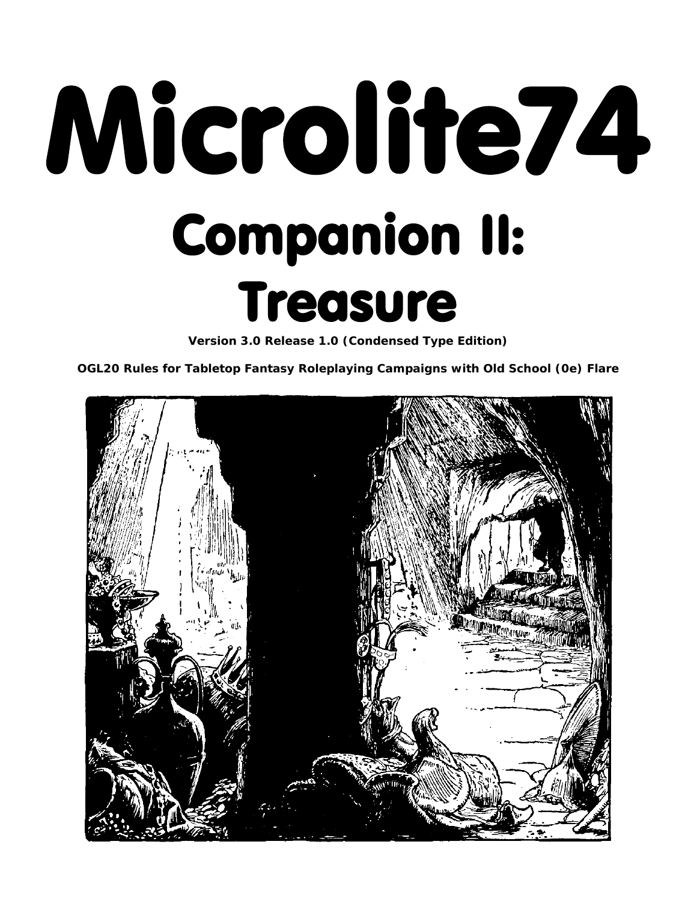# Microlite74

## Companion II: Treasure

**Version 3.0 Release 1.0 (Condensed Type Edition)**

**OGL20 Rules for Tabletop Fantasy Roleplaying Campaigns with Old School (0e) Flare**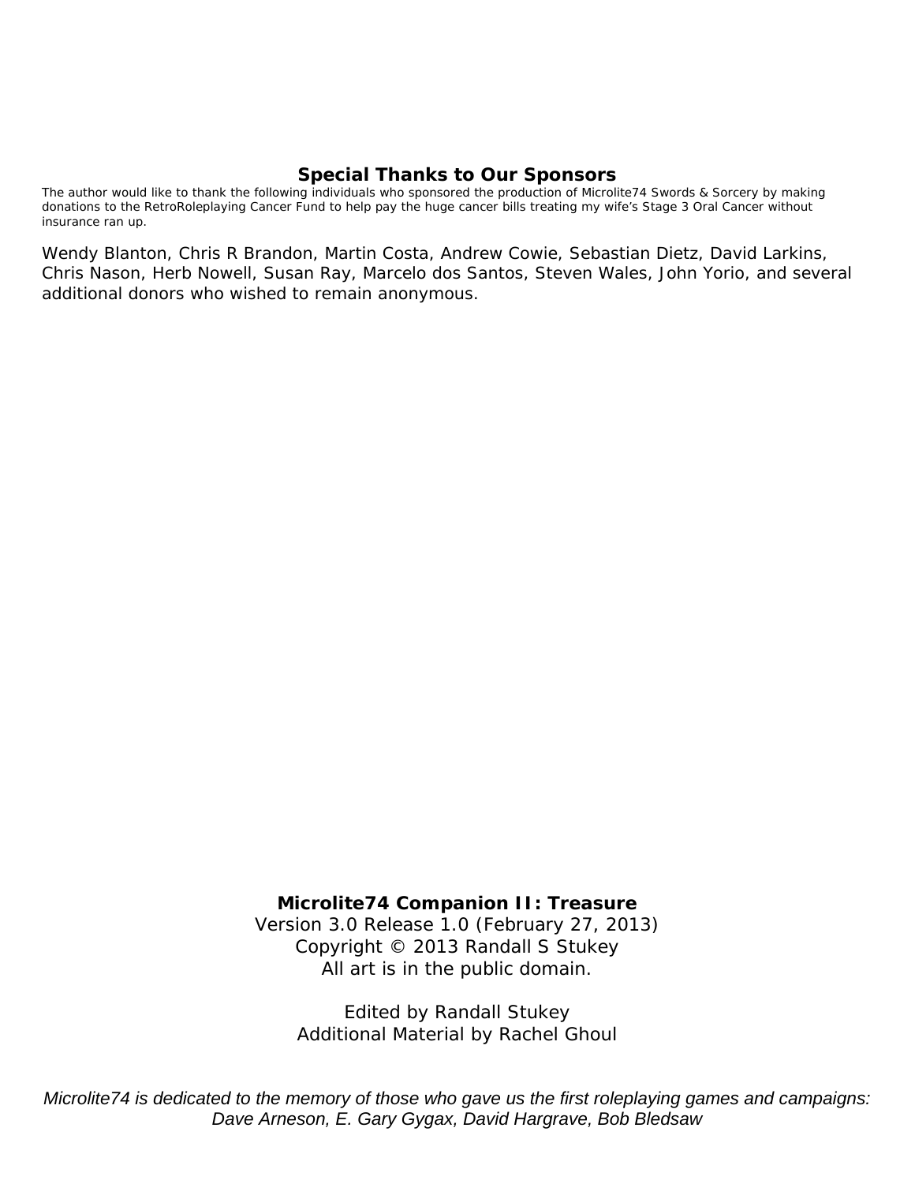## Special Thanks to Our Sponsors

The author would like to thank the following individuals who sponsored the production of Microlite74 Swords & Sorcery by making donations to the RetroRoleplaying Cancer Fund to help pay the huge cancer bills treating my wife's Stage 3 Oral Cancer without insurance ran up.

Wendy Blanton, Chris R Brandon, Martin Costa, Andrew Cowie, Sebastian Dietz, David Larkins, Chris Nason, Herb Nowell, Susan Ray, Marcelo dos Santos, Steven Wales, John Yorio, and several additional donors who wished to remain anonymous.

**Microlite74 Companion II: Treasure**
Version 3.0 Release 1.0 (February 27, 2013)
Copyright © 2013 Randall S Stukey
All art is in the public domain.

Edited by Randall Stukey
Additional Material by Rachel Ghoul

*Microlite74 is dedicated to the memory of those who gave us the first roleplaying games and campaigns: Dave Arneson, E. Gary Gygax, David Hargrave, Bob Bledsaw*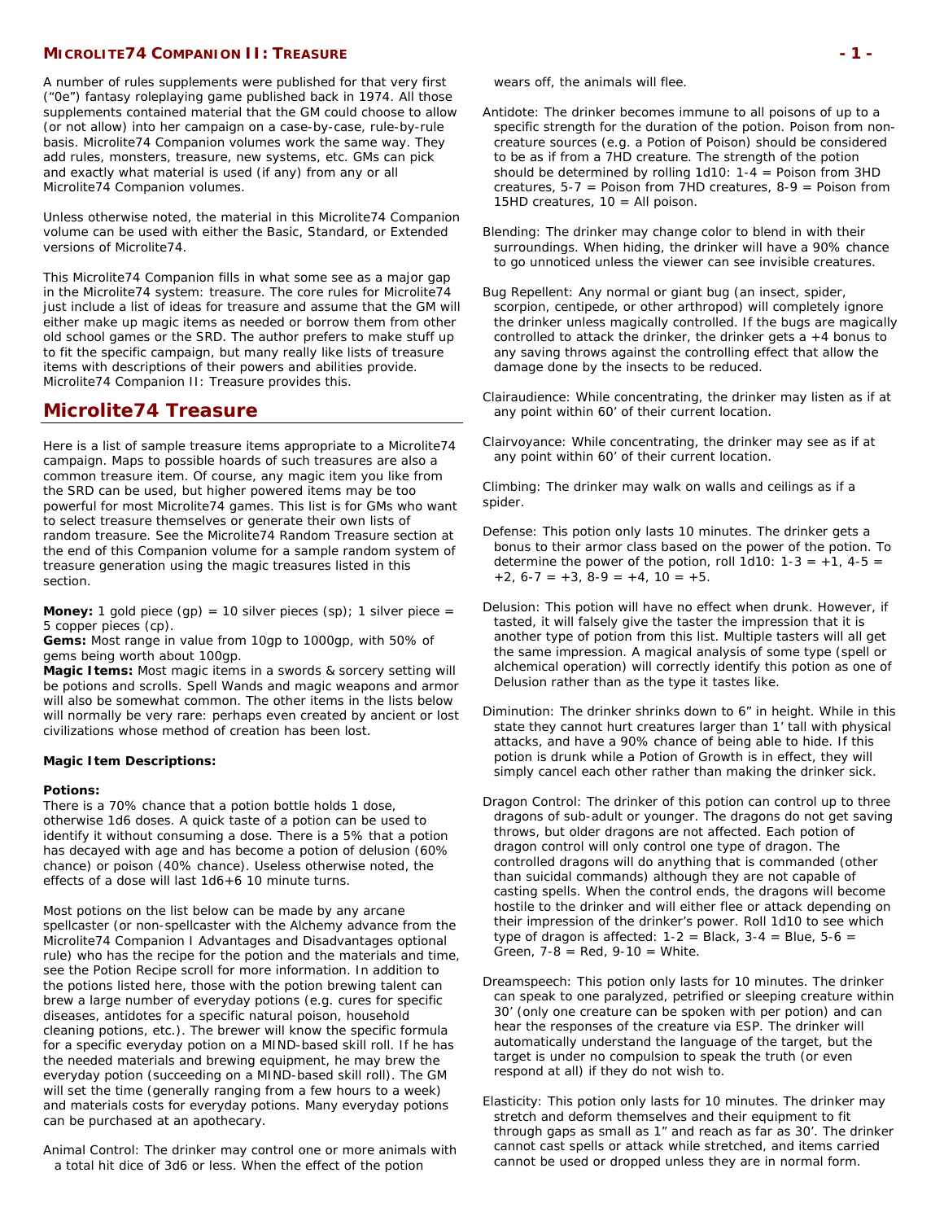A number of rules supplements were published for that very first ("0e") fantasy roleplaying game published back in 1974. All those supplements contained material that the GM could choose to allow (or not allow) into her campaign on a case-by-case, rule-by-rule basis. Microlite74 Companion volumes work the same way. They add rules, monsters, treasure, new systems, etc. GMs can pick and exactly what material is used (if any) from any or all Microlite74 Companion volumes.

Unless otherwise noted, the material in this Microlite74 Companion volume can be used with either the Basic, Standard, or Extended versions of Microlite74.

This Microlite74 Companion fills in what some see as a major gap in the Microlite74 system: treasure. The core rules for Microlite74 just include a list of ideas for treasure and assume that the GM will either make up magic items as needed or borrow them from other old school games or the SRD. The author prefers to make stuff up to fit the specific campaign, but many really like lists of treasure items with descriptions of their powers and abilities provide. Microlite74 Companion II: Treasure provides this.

## Microlite74 Treasure

Here is a list of sample treasure items appropriate to a Microlite74 campaign. Maps to possible hoards of such treasures are also a common treasure item. Of course, any magic item you like from the SRD can be used, but higher powered items may be too powerful for most Microlite74 games. This list is for GMs who want to select treasure themselves or generate their own lists of random treasure. See the Microlite74 Random Treasure section at the end of this Companion volume for a sample random system of treasure generation using the magic treasures listed in this section.

**Money:** 1 gold piece (gp) = 10 silver pieces (sp); 1 silver piece = 5 copper pieces (cp).
**Gems:** Most range in value from 10gp to 1000gp, with 50% of gems being worth about 100gp.
**Magic Items:** Most magic items in a swords & sorcery setting will be potions and scrolls. Spell Wands and magic weapons and armor will also be somewhat common. The other items in the lists below will normally be very rare: perhaps even created by ancient or lost civilizations whose method of creation has been lost.

**Magic Item Descriptions:**

**Potions:**
There is a 70% chance that a potion bottle holds 1 dose, otherwise 1d6 doses. A quick taste of a potion can be used to identify it without consuming a dose. There is a 5% that a potion has decayed with age and has become a potion of delusion (60% chance) or poison (40% chance). Useless otherwise noted, the effects of a dose will last 1d6+6 10 minute turns.

Most potions on the list below can be made by any arcane spellcaster (or non-spellcaster with the Alchemy advance from the Microlite74 Companion I Advantages and Disadvantages optional rule) who has the recipe for the potion and the materials and time, see the Potion Recipe scroll for more information. In addition to the potions listed here, those with the potion brewing talent can brew a large number of everyday potions (e.g. cures for specific diseases, antidotes for a specific natural poison, household cleaning potions, etc.). The brewer will know the specific formula for a specific everyday potion on a MIND-based skill roll. If he has the needed materials and brewing equipment, he may brew the everyday potion (succeeding on a MIND-based skill roll). The GM will set the time (generally ranging from a few hours to a week) and materials costs for everyday potions. Many everyday potions can be purchased at an apothecary.

Animal Control: The drinker may control one or more animals with a total hit dice of 3d6 or less. When the effect of the potion wears off, the animals will flee.

Antidote: The drinker becomes immune to all poisons of up to a specific strength for the duration of the potion. Poison from non-creature sources (e.g. a Potion of Poison) should be considered to be as if from a 7HD creature. The strength of the potion should be determined by rolling 1d10: 1-4 = Poison from 3HD creatures, 5-7 = Poison from 7HD creatures, 8-9 = Poison from 15HD creatures, 10 = All poison.

Blending: The drinker may change color to blend in with their surroundings. When hiding, the drinker will have a 90% chance to go unnoticed unless the viewer can see invisible creatures.

Bug Repellent: Any normal or giant bug (an insect, spider, scorpion, centipede, or other arthropod) will completely ignore the drinker unless magically controlled. If the bugs are magically controlled to attack the drinker, the drinker gets a +4 bonus to any saving throws against the controlling effect that allow the damage done by the insects to be reduced.

Clairaudience: While concentrating, the drinker may listen as if at any point within 60' of their current location.

Clairvoyance: While concentrating, the drinker may see as if at any point within 60' of their current location.

Climbing: The drinker may walk on walls and ceilings as if a spider.

Defense: This potion only lasts 10 minutes. The drinker gets a bonus to their armor class based on the power of the potion. To determine the power of the potion, roll 1d10: 1-3 = +1, 4-5 = +2, 6-7 = +3, 8-9 = +4, 10 = +5.

Delusion: This potion will have no effect when drunk. However, if tasted, it will falsely give the taster the impression that it is another type of potion from this list. Multiple tasters will all get the same impression. A magical analysis of some type (spell or alchemical operation) will correctly identify this potion as one of Delusion rather than as the type it tastes like.

Diminution: The drinker shrinks down to 6" in height. While in this state they cannot hurt creatures larger than 1' tall with physical attacks, and have a 90% chance of being able to hide. If this potion is drunk while a Potion of Growth is in effect, they will simply cancel each other rather than making the drinker sick.

Dragon Control: The drinker of this potion can control up to three dragons of sub-adult or younger. The dragons do not get saving throws, but older dragons are not affected. Each potion of dragon control will only control one type of dragon. The controlled dragons will do anything that is commanded (other than suicidal commands) although they are not capable of casting spells. When the control ends, the dragons will become hostile to the drinker and will either flee or attack depending on their impression of the drinker's power. Roll 1d10 to see which type of dragon is affected: 1-2 = Black, 3-4 = Blue, 5-6 = Green, 7-8 = Red, 9-10 = White.

Dreamspeech: This potion only lasts for 10 minutes. The drinker can speak to one paralyzed, petrified or sleeping creature within 30' (only one creature can be spoken with per potion) and can hear the responses of the creature via ESP. The drinker will automatically understand the language of the target, but the target is under no compulsion to speak the truth (or even respond at all) if they do not wish to.

Elasticity: This potion only lasts for 10 minutes. The drinker may stretch and deform themselves and their equipment to fit through gaps as small as 1" and reach as far as 30'. The drinker cannot cast spells or attack while stretched, and items carried cannot be used or dropped unless they are in normal form.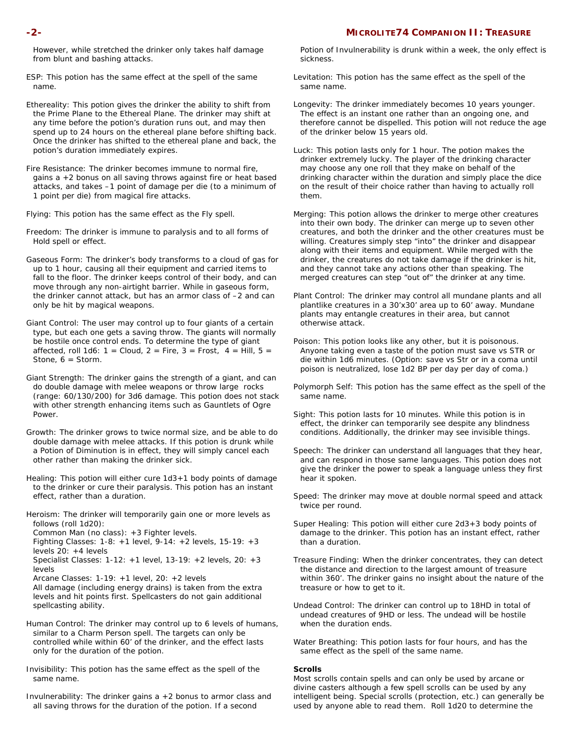However, while stretched the drinker only takes half damage from blunt and bashing attacks.

ESP: This potion has the same effect at the spell of the same name.

Ethereality: This potion gives the drinker the ability to shift from the Prime Plane to the Ethereal Plane. The drinker may shift at any time before the potion's duration runs out, and may then spend up to 24 hours on the ethereal plane before shifting back. Once the drinker has shifted to the ethereal plane and back, the potion's duration immediately expires.

Fire Resistance: The drinker becomes immune to normal fire, gains a +2 bonus on all saving throws against fire or heat based attacks, and takes –1 point of damage per die (to a minimum of 1 point per die) from magical fire attacks.

Flying: This potion has the same effect as the Fly spell.

Freedom: The drinker is immune to paralysis and to all forms of Hold spell or effect.

Gaseous Form: The drinker's body transforms to a cloud of gas for up to 1 hour, causing all their equipment and carried items to fall to the floor. The drinker keeps control of their body, and can move through any non-airtight barrier. While in gaseous form, the drinker cannot attack, but has an armor class of –2 and can only be hit by magical weapons.

Giant Control: The user may control up to four giants of a certain type, but each one gets a saving throw. The giants will normally be hostile once control ends. To determine the type of giant affected, roll 1d6: 1 = Cloud, 2 = Fire, 3 = Frost, 4 = Hill, 5 = Stone, 6 = Storm.

Giant Strength: The drinker gains the strength of a giant, and can do double damage with melee weapons or throw large rocks (range: 60/130/200) for 3d6 damage. This potion does not stack with other strength enhancing items such as Gauntlets of Ogre Power.

Growth: The drinker grows to twice normal size, and be able to do double damage with melee attacks. If this potion is drunk while a Potion of Diminution is in effect, they will simply cancel each other rather than making the drinker sick.

Healing: This potion will either cure 1d3+1 body points of damage to the drinker or cure their paralysis. This potion has an instant effect, rather than a duration.

Heroism: The drinker will temporarily gain one or more levels as follows (roll 1d20):
Common Man (no class): +3 Fighter levels.
Fighting Classes: 1-8: +1 level, 9-14: +2 levels, 15-19: +3 levels 20: +4 levels
Specialist Classes: 1-12: +1 level, 13-19: +2 levels, 20: +3 levels
Arcane Classes: 1-19: +1 level, 20: +2 levels
All damage (including energy drains) is taken from the extra levels and hit points first. Spellcasters do not gain additional spellcasting ability.

Human Control: The drinker may control up to 6 levels of humans, similar to a Charm Person spell. The targets can only be controlled while within 60' of the drinker, and the effect lasts only for the duration of the potion.

Invisibility: This potion has the same effect as the spell of the same name.

Invulnerability: The drinker gains a +2 bonus to armor class and all saving throws for the duration of the potion. If a second Potion of Invulnerability is drunk within a week, the only effect is sickness.

Levitation: This potion has the same effect as the spell of the same name.

Longevity: The drinker immediately becomes 10 years younger. The effect is an instant one rather than an ongoing one, and therefore cannot be dispelled. This potion will not reduce the age of the drinker below 15 years old.

Luck: This potion lasts only for 1 hour. The potion makes the drinker extremely lucky. The player of the drinking character may choose any one roll that they make on behalf of the drinking character within the duration and simply place the dice on the result of their choice rather than having to actually roll them.

Merging: This potion allows the drinker to merge other creatures into their own body. The drinker can merge up to seven other creatures, and both the drinker and the other creatures must be willing. Creatures simply step "into" the drinker and disappear along with their items and equipment. While merged with the drinker, the creatures do not take damage if the drinker is hit, and they cannot take any actions other than speaking. The merged creatures can step "out of" the drinker at any time.

Plant Control: The drinker may control all mundane plants and all plantlike creatures in a 30'x30' area up to 60' away. Mundane plants may entangle creatures in their area, but cannot otherwise attack.

Poison: This potion looks like any other, but it is poisonous. Anyone taking even a taste of the potion must save vs STR or die within 1d6 minutes. (Option: save vs Str or in a coma until poison is neutralized, lose 1d2 BP per day per day of coma.)

Polymorph Self: This potion has the same effect as the spell of the same name.

Sight: This potion lasts for 10 minutes. While this potion is in effect, the drinker can temporarily see despite any blindness conditions. Additionally, the drinker may see invisible things.

Speech: The drinker can understand all languages that they hear, and can respond in those same languages. This potion does not give the drinker the power to speak a language unless they first hear it spoken.

Speed: The drinker may move at double normal speed and attack twice per round.

Super Healing: This potion will either cure 2d3+3 body points of damage to the drinker. This potion has an instant effect, rather than a duration.

Treasure Finding: When the drinker concentrates, they can detect the distance and direction to the largest amount of treasure within 360'. The drinker gains no insight about the nature of the treasure or how to get to it.

Undead Control: The drinker can control up to 18HD in total of undead creatures of 9HD or less. The undead will be hostile when the duration ends.

Water Breathing: This potion lasts for four hours, and has the same effect as the spell of the same name.

**Scrolls**

Most scrolls contain spells and can only be used by arcane or divine casters although a few spell scrolls can be used by any intelligent being. Special scrolls (protection, etc.) can generally be used by anyone able to read them. Roll 1d20 to determine the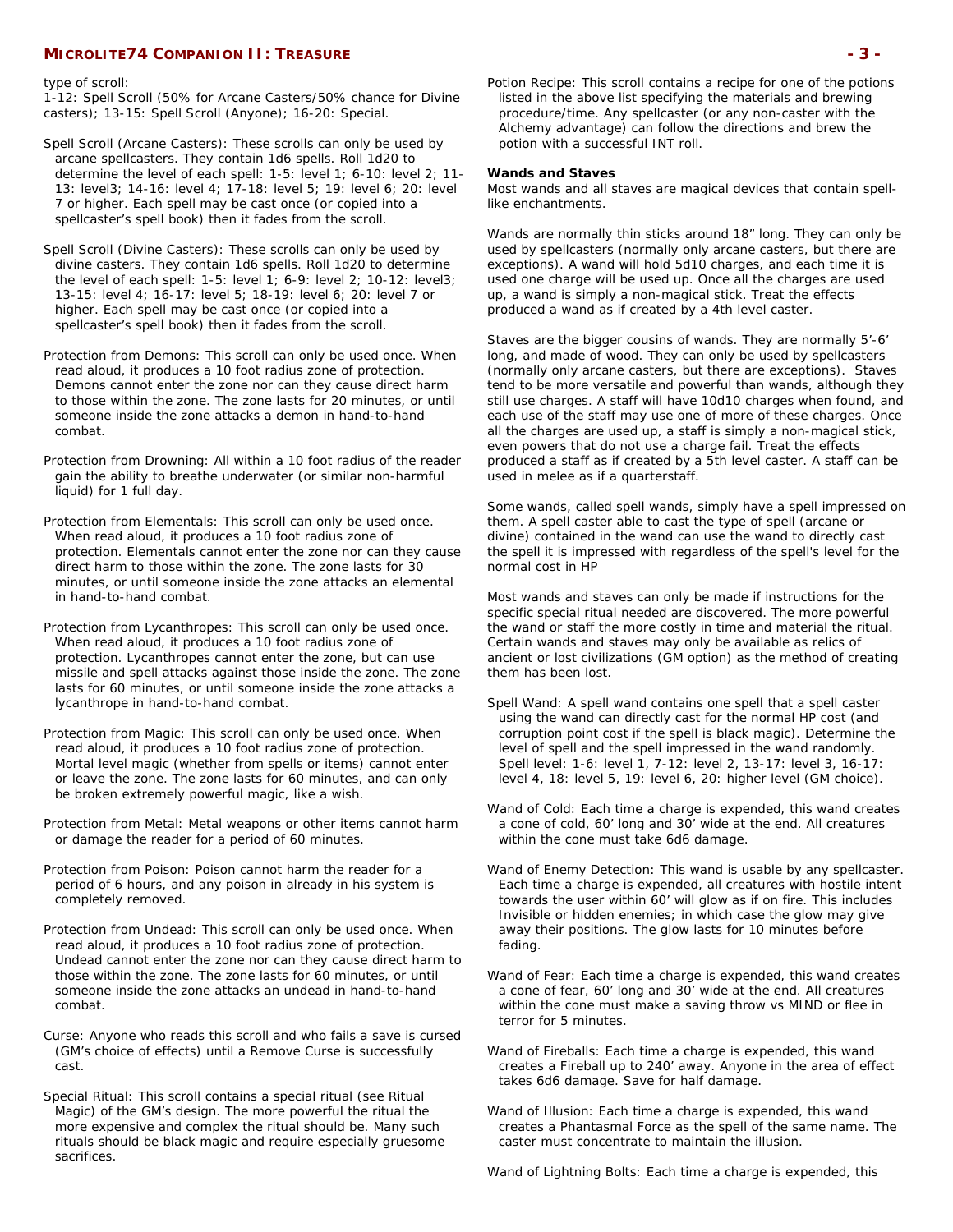type of scroll:
1-12: Spell Scroll (50% for Arcane Casters/50% chance for Divine casters); 13-15: Spell Scroll (Anyone); 16-20: Special.

Spell Scroll (Arcane Casters): These scrolls can only be used by arcane spellcasters. They contain 1d6 spells. Roll 1d20 to determine the level of each spell: 1-5: level 1; 6-10: level 2; 11-13: level3; 14-16: level 4; 17-18: level 5; 19: level 6; 20: level 7 or higher. Each spell may be cast once (or copied into a spellcaster's spell book) then it fades from the scroll.

Spell Scroll (Divine Casters): These scrolls can only be used by divine casters. They contain 1d6 spells. Roll 1d20 to determine the level of each spell: 1-5: level 1; 6-9: level 2; 10-12: level3; 13-15: level 4; 16-17: level 5; 18-19: level 6; 20: level 7 or higher. Each spell may be cast once (or copied into a spellcaster's spell book) then it fades from the scroll.

Protection from Demons: This scroll can only be used once. When read aloud, it produces a 10 foot radius zone of protection. Demons cannot enter the zone nor can they cause direct harm to those within the zone. The zone lasts for 20 minutes, or until someone inside the zone attacks a demon in hand-to-hand combat.

Protection from Drowning: All within a 10 foot radius of the reader gain the ability to breathe underwater (or similar non-harmful liquid) for 1 full day.

Protection from Elementals: This scroll can only be used once. When read aloud, it produces a 10 foot radius zone of protection. Elementals cannot enter the zone nor can they cause direct harm to those within the zone. The zone lasts for 30 minutes, or until someone inside the zone attacks an elemental in hand-to-hand combat.

Protection from Lycanthropes: This scroll can only be used once. When read aloud, it produces a 10 foot radius zone of protection. Lycanthropes cannot enter the zone, but can use missile and spell attacks against those inside the zone. The zone lasts for 60 minutes, or until someone inside the zone attacks a lycanthrope in hand-to-hand combat.

Protection from Magic: This scroll can only be used once. When read aloud, it produces a 10 foot radius zone of protection. Mortal level magic (whether from spells or items) cannot enter or leave the zone. The zone lasts for 60 minutes, and can only be broken extremely powerful magic, like a wish.

Protection from Metal: Metal weapons or other items cannot harm or damage the reader for a period of 60 minutes.

Protection from Poison: Poison cannot harm the reader for a period of 6 hours, and any poison in already in his system is completely removed.

Protection from Undead: This scroll can only be used once. When read aloud, it produces a 10 foot radius zone of protection. Undead cannot enter the zone nor can they cause direct harm to those within the zone. The zone lasts for 60 minutes, or until someone inside the zone attacks an undead in hand-to-hand combat.

Curse: Anyone who reads this scroll and who fails a save is cursed (GM's choice of effects) until a Remove Curse is successfully cast.

Special Ritual: This scroll contains a special ritual (see Ritual Magic) of the GM's design. The more powerful the ritual the more expensive and complex the ritual should be. Many such rituals should be black magic and require especially gruesome sacrifices.

Potion Recipe: This scroll contains a recipe for one of the potions listed in the above list specifying the materials and brewing procedure/time. Any spellcaster (or any non-caster with the Alchemy advantage) can follow the directions and brew the potion with a successful INT roll.

**Wands and Staves**

Most wands and all staves are magical devices that contain spell-like enchantments.

Wands are normally thin sticks around 18" long. They can only be used by spellcasters (normally only arcane casters, but there are exceptions). A wand will hold 5d10 charges, and each time it is used one charge will be used up. Once all the charges are used up, a wand is simply a non-magical stick. Treat the effects produced a wand as if created by a 4th level caster.

Staves are the bigger cousins of wands. They are normally 5'-6' long, and made of wood. They can only be used by spellcasters (normally only arcane casters, but there are exceptions). Staves tend to be more versatile and powerful than wands, although they still use charges. A staff will have 10d10 charges when found, and each use of the staff may use one of more of these charges. Once all the charges are used up, a staff is simply a non-magical stick, even powers that do not use a charge fail. Treat the effects produced a staff as if created by a 5th level caster. A staff can be used in melee as if a quarterstaff.

Some wands, called spell wands, simply have a spell impressed on them. A spell caster able to cast the type of spell (arcane or divine) contained in the wand can use the wand to directly cast the spell it is impressed with regardless of the spell's level for the normal cost in HP

Most wands and staves can only be made if instructions for the specific special ritual needed are discovered. The more powerful the wand or staff the more costly in time and material the ritual. Certain wands and staves may only be available as relics of ancient or lost civilizations (GM option) as the method of creating them has been lost.

Spell Wand: A spell wand contains one spell that a spell caster using the wand can directly cast for the normal HP cost (and corruption point cost if the spell is black magic). Determine the level of spell and the spell impressed in the wand randomly. Spell level: 1-6: level 1, 7-12: level 2, 13-17: level 3, 16-17: level 4, 18: level 5, 19: level 6, 20: higher level (GM choice).

Wand of Cold: Each time a charge is expended, this wand creates a cone of cold, 60' long and 30' wide at the end. All creatures within the cone must take 6d6 damage.

Wand of Enemy Detection: This wand is usable by any spellcaster. Each time a charge is expended, all creatures with hostile intent towards the user within 60' will glow as if on fire. This includes Invisible or hidden enemies; in which case the glow may give away their positions. The glow lasts for 10 minutes before fading.

Wand of Fear: Each time a charge is expended, this wand creates a cone of fear, 60' long and 30' wide at the end. All creatures within the cone must make a saving throw vs MIND or flee in terror for 5 minutes.

Wand of Fireballs: Each time a charge is expended, this wand creates a Fireball up to 240' away. Anyone in the area of effect takes 6d6 damage. Save for half damage.

Wand of Illusion: Each time a charge is expended, this wand creates a Phantasmal Force as the spell of the same name. The caster must concentrate to maintain the illusion.

Wand of Lightning Bolts: Each time a charge is expended, this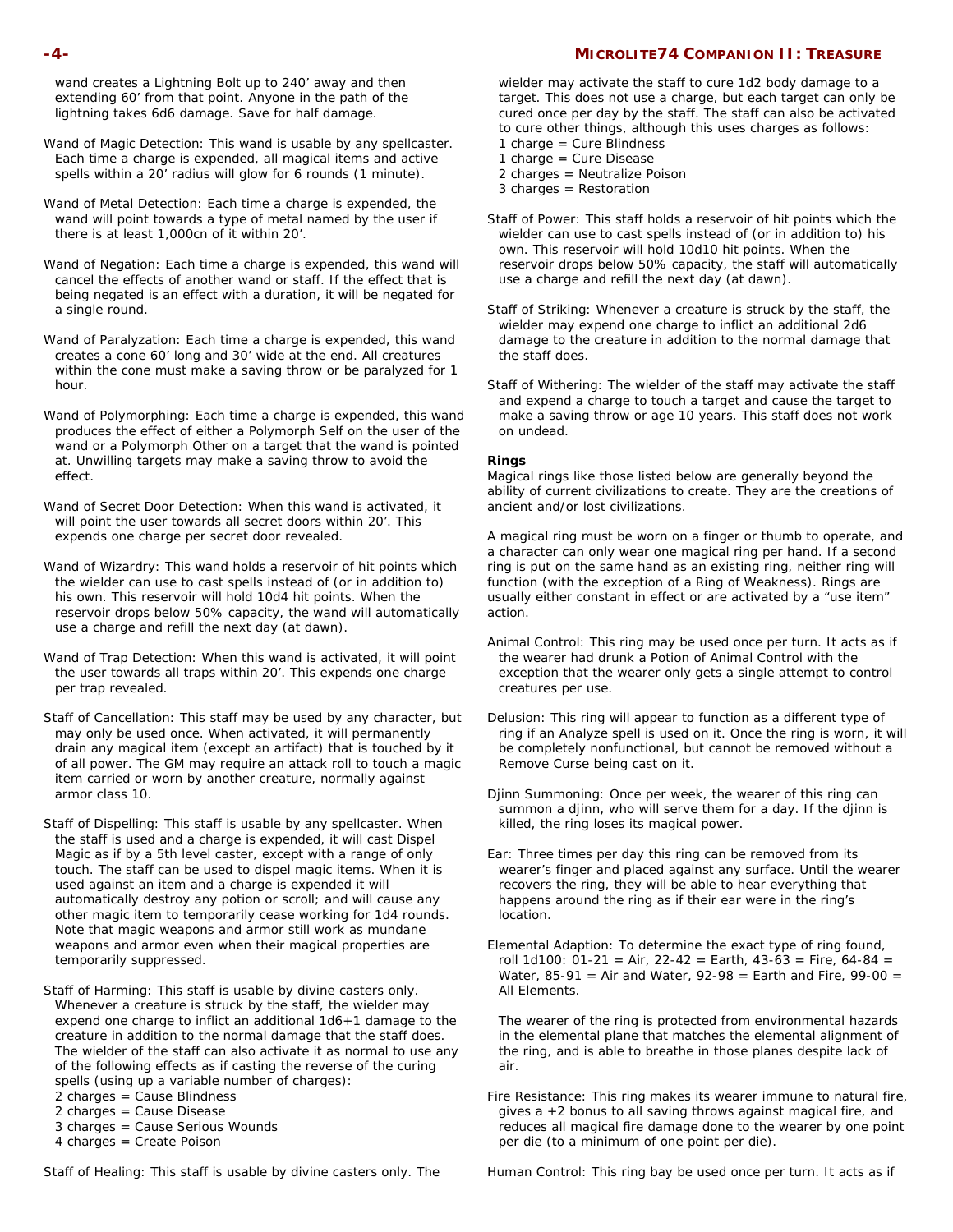wand creates a Lightning Bolt up to 240' away and then extending 60' from that point. Anyone in the path of the lightning takes 6d6 damage. Save for half damage.

Wand of Magic Detection: This wand is usable by any spellcaster. Each time a charge is expended, all magical items and active spells within a 20' radius will glow for 6 rounds (1 minute).

Wand of Metal Detection: Each time a charge is expended, the wand will point towards a type of metal named by the user if there is at least 1,000cn of it within 20'.

Wand of Negation: Each time a charge is expended, this wand will cancel the effects of another wand or staff. If the effect that is being negated is an effect with a duration, it will be negated for a single round.

Wand of Paralyzation: Each time a charge is expended, this wand creates a cone 60' long and 30' wide at the end. All creatures within the cone must make a saving throw or be paralyzed for 1 hour.

Wand of Polymorphing: Each time a charge is expended, this wand produces the effect of either a Polymorph Self on the user of the wand or a Polymorph Other on a target that the wand is pointed at. Unwilling targets may make a saving throw to avoid the effect.

Wand of Secret Door Detection: When this wand is activated, it will point the user towards all secret doors within 20'. This expends one charge per secret door revealed.

Wand of Wizardry: This wand holds a reservoir of hit points which the wielder can use to cast spells instead of (or in addition to) his own. This reservoir will hold 10d4 hit points. When the reservoir drops below 50% capacity, the wand will automatically use a charge and refill the next day (at dawn).

Wand of Trap Detection: When this wand is activated, it will point the user towards all traps within 20'. This expends one charge per trap revealed.

Staff of Cancellation: This staff may be used by any character, but may only be used once. When activated, it will permanently drain any magical item (except an artifact) that is touched by it of all power. The GM may require an attack roll to touch a magic item carried or worn by another creature, normally against armor class 10.

Staff of Dispelling: This staff is usable by any spellcaster. When the staff is used and a charge is expended, it will cast Dispel Magic as if by a 5th level caster, except with a range of only touch. The staff can be used to dispel magic items. When it is used against an item and a charge is expended it will automatically destroy any potion or scroll; and will cause any other magic item to temporarily cease working for 1d4 rounds. Note that magic weapons and armor still work as mundane weapons and armor even when their magical properties are temporarily suppressed.

Staff of Harming: This staff is usable by divine casters only. Whenever a creature is struck by the staff, the wielder may expend one charge to inflict an additional 1d6+1 damage to the creature in addition to the normal damage that the staff does. The wielder of the staff can also activate it as normal to use any of the following effects as if casting the reverse of the curing spells (using up a variable number of charges):
2 charges = Cause Blindness
2 charges = Cause Disease
3 charges = Cause Serious Wounds
4 charges = Create Poison

Staff of Healing: This staff is usable by divine casters only. The wielder may activate the staff to cure 1d2 body damage to a target. This does not use a charge, but each target can only be cured once per day by the staff. The staff can also be activated to cure other things, although this uses charges as follows:
1 charge = Cure Blindness
1 charge = Cure Disease
2 charges = Neutralize Poison
3 charges = Restoration

Staff of Power: This staff holds a reservoir of hit points which the wielder can use to cast spells instead of (or in addition to) his own. This reservoir will hold 10d10 hit points. When the reservoir drops below 50% capacity, the staff will automatically use a charge and refill the next day (at dawn).

Staff of Striking: Whenever a creature is struck by the staff, the wielder may expend one charge to inflict an additional 2d6 damage to the creature in addition to the normal damage that the staff does.

Staff of Withering: The wielder of the staff may activate the staff and expend a charge to touch a target and cause the target to make a saving throw or age 10 years. This staff does not work on undead.

**Rings**

Magical rings like those listed below are generally beyond the ability of current civilizations to create. They are the creations of ancient and/or lost civilizations.

A magical ring must be worn on a finger or thumb to operate, and a character can only wear one magical ring per hand. If a second ring is put on the same hand as an existing ring, neither ring will function (with the exception of a Ring of Weakness). Rings are usually either constant in effect or are activated by a "use item" action.

Animal Control: This ring may be used once per turn. It acts as if the wearer had drunk a Potion of Animal Control with the exception that the wearer only gets a single attempt to control creatures per use.

Delusion: This ring will appear to function as a different type of ring if an Analyze spell is used on it. Once the ring is worn, it will be completely nonfunctional, but cannot be removed without a Remove Curse being cast on it.

Djinn Summoning: Once per week, the wearer of this ring can summon a djinn, who will serve them for a day. If the djinn is killed, the ring loses its magical power.

Ear: Three times per day this ring can be removed from its wearer's finger and placed against any surface. Until the wearer recovers the ring, they will be able to hear everything that happens around the ring as if their ear were in the ring's location.

Elemental Adaption: To determine the exact type of ring found, roll 1d100: 01-21 = Air, 22-42 = Earth, 43-63 = Fire, 64-84 = Water, 85-91 = Air and Water, 92-98 = Earth and Fire, 99-00 = All Elements.

The wearer of the ring is protected from environmental hazards in the elemental plane that matches the elemental alignment of the ring, and is able to breathe in those planes despite lack of air.

Fire Resistance: This ring makes its wearer immune to natural fire, gives a +2 bonus to all saving throws against magical fire, and reduces all magical fire damage done to the wearer by one point per die (to a minimum of one point per die).

Human Control: This ring bay be used once per turn. It acts as if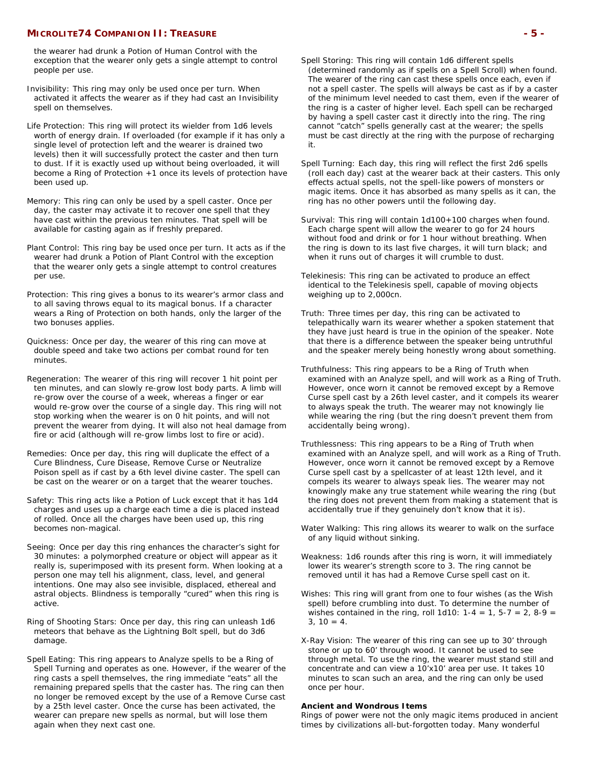the wearer had drunk a Potion of Human Control with the exception that the wearer only gets a single attempt to control people per use.

Invisibility: This ring may only be used once per turn. When activated it affects the wearer as if they had cast an Invisibility spell on themselves.

Life Protection: This ring will protect its wielder from 1d6 levels worth of energy drain. If overloaded (for example if it has only a single level of protection left and the wearer is drained two levels) then it will successfully protect the caster and then turn to dust. If it is exactly used up without being overloaded, it will become a Ring of Protection +1 once its levels of protection have been used up.

Memory: This ring can only be used by a spell caster. Once per day, the caster may activate it to recover one spell that they have cast within the previous ten minutes. That spell will be available for casting again as if freshly prepared.

Plant Control: This ring bay be used once per turn. It acts as if the wearer had drunk a Potion of Plant Control with the exception that the wearer only gets a single attempt to control creatures per use.

Protection: This ring gives a bonus to its wearer's armor class and to all saving throws equal to its magical bonus. If a character wears a Ring of Protection on both hands, only the larger of the two bonuses applies.

Quickness: Once per day, the wearer of this ring can move at double speed and take two actions per combat round for ten minutes.

Regeneration: The wearer of this ring will recover 1 hit point per ten minutes, and can slowly re-grow lost body parts. A limb will re-grow over the course of a week, whereas a finger or ear would re-grow over the course of a single day. This ring will not stop working when the wearer is on 0 hit points, and will not prevent the wearer from dying. It will also not heal damage from fire or acid (although will re-grow limbs lost to fire or acid).

Remedies: Once per day, this ring will duplicate the effect of a Cure Blindness, Cure Disease, Remove Curse or Neutralize Poison spell as if cast by a 6th level divine caster. The spell can be cast on the wearer or on a target that the wearer touches.

Safety: This ring acts like a Potion of Luck except that it has 1d4 charges and uses up a charge each time a die is placed instead of rolled. Once all the charges have been used up, this ring becomes non-magical.

Seeing: Once per day this ring enhances the character's sight for 30 minutes: a polymorphed creature or object will appear as it really is, superimposed with its present form. When looking at a person one may tell his alignment, class, level, and general intentions. One may also see invisible, displaced, ethereal and astral objects. Blindness is temporally "cured" when this ring is active.

Ring of Shooting Stars: Once per day, this ring can unleash 1d6 meteors that behave as the Lightning Bolt spell, but do 3d6 damage.

Spell Eating: This ring appears to Analyze spells to be a Ring of Spell Turning and operates as one. However, if the wearer of the ring casts a spell themselves, the ring immediate "eats" all the remaining prepared spells that the caster has. The ring can then no longer be removed except by the use of a Remove Curse cast by a 25th level caster. Once the curse has been activated, the wearer can prepare new spells as normal, but will lose them again when they next cast one.

Spell Storing: This ring will contain 1d6 different spells (determined randomly as if spells on a Spell Scroll) when found. The wearer of the ring can cast these spells once each, even if not a spell caster. The spells will always be cast as if by a caster of the minimum level needed to cast them, even if the wearer of the ring is a caster of higher level. Each spell can be recharged by having a spell caster cast it directly into the ring. The ring cannot "catch" spells generally cast at the wearer; the spells must be cast directly at the ring with the purpose of recharging it.

Spell Turning: Each day, this ring will reflect the first 2d6 spells (roll each day) cast at the wearer back at their casters. This only effects actual spells, not the spell-like powers of monsters or magic items. Once it has absorbed as many spells as it can, the ring has no other powers until the following day.

Survival: This ring will contain 1d100+100 charges when found. Each charge spent will allow the wearer to go for 24 hours without food and drink or for 1 hour without breathing. When the ring is down to its last five charges, it will turn black; and when it runs out of charges it will crumble to dust.

Telekinesis: This ring can be activated to produce an effect identical to the Telekinesis spell, capable of moving objects weighing up to 2,000cn.

Truth: Three times per day, this ring can be activated to telepathically warn its wearer whether a spoken statement that they have just heard is true in the opinion of the speaker. Note that there is a difference between the speaker being untruthful and the speaker merely being honestly wrong about something.

Truthfulness: This ring appears to be a Ring of Truth when examined with an Analyze spell, and will work as a Ring of Truth. However, once worn it cannot be removed except by a Remove Curse spell cast by a 26th level caster, and it compels its wearer to always speak the truth. The wearer may not knowingly lie while wearing the ring (but the ring doesn't prevent them from accidentally being wrong).

Truthlessness: This ring appears to be a Ring of Truth when examined with an Analyze spell, and will work as a Ring of Truth. However, once worn it cannot be removed except by a Remove Curse spell cast by a spellcaster of at least 12th level, and it compels its wearer to always speak lies. The wearer may not knowingly make any true statement while wearing the ring (but the ring does not prevent them from making a statement that is accidentally true if they genuinely don't know that it is).

Water Walking: This ring allows its wearer to walk on the surface of any liquid without sinking.

Weakness: 1d6 rounds after this ring is worn, it will immediately lower its wearer's strength score to 3. The ring cannot be removed until it has had a Remove Curse spell cast on it.

Wishes: This ring will grant from one to four wishes (as the Wish spell) before crumbling into dust. To determine the number of wishes contained in the ring, roll 1d10: 1-4 = 1, 5-7 = 2, 8-9 = 3, 10 = 4.

X-Ray Vision: The wearer of this ring can see up to 30' through stone or up to 60' through wood. It cannot be used to see through metal. To use the ring, the wearer must stand still and concentrate and can view a 10'x10' area per use. It takes 10 minutes to scan such an area, and the ring can only be used once per hour.

### Ancient and Wondrous Items

Rings of power were not the only magic items produced in ancient times by civilizations all-but-forgotten today. Many wonderful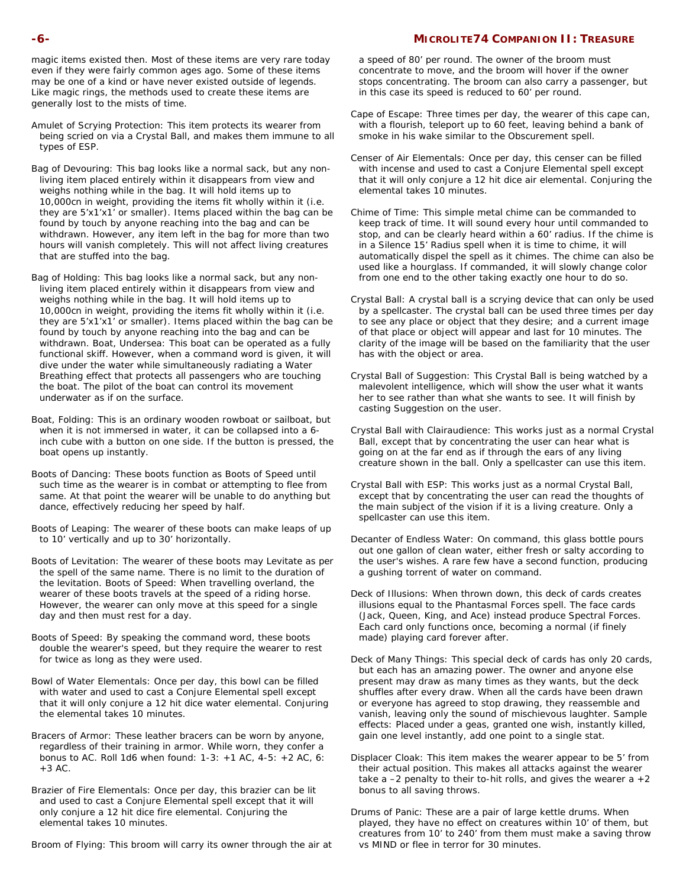magic items existed then. Most of these items are very rare today even if they were fairly common ages ago. Some of these items may be one of a kind or have never existed outside of legends. Like magic rings, the methods used to create these items are generally lost to the mists of time.

Amulet of Scrying Protection: This item protects its wearer from being scried on via a Crystal Ball, and makes them immune to all types of ESP.

Bag of Devouring: This bag looks like a normal sack, but any non-living item placed entirely within it disappears from view and weighs nothing while in the bag. It will hold items up to 10,000cn in weight, providing the items fit wholly within it (i.e. they are 5'x1'x1' or smaller). Items placed within the bag can be found by touch by anyone reaching into the bag and can be withdrawn. However, any item left in the bag for more than two hours will vanish completely. This will not affect living creatures that are stuffed into the bag.

Bag of Holding: This bag looks like a normal sack, but any non-living item placed entirely within it disappears from view and weighs nothing while in the bag. It will hold items up to 10,000cn in weight, providing the items fit wholly within it (i.e. they are 5'x1'x1' or smaller). Items placed within the bag can be found by touch by anyone reaching into the bag and can be withdrawn. Boat, Undersea: This boat can be operated as a fully functional skiff. However, when a command word is given, it will dive under the water while simultaneously radiating a Water Breathing effect that protects all passengers who are touching the boat. The pilot of the boat can control its movement underwater as if on the surface.

Boat, Folding: This is an ordinary wooden rowboat or sailboat, but when it is not immersed in water, it can be collapsed into a 6-inch cube with a button on one side. If the button is pressed, the boat opens up instantly.

Boots of Dancing: These boots function as Boots of Speed until such time as the wearer is in combat or attempting to flee from same. At that point the wearer will be unable to do anything but dance, effectively reducing her speed by half.

Boots of Leaping: The wearer of these boots can make leaps of up to 10' vertically and up to 30' horizontally.

Boots of Levitation: The wearer of these boots may Levitate as per the spell of the same name. There is no limit to the duration of the levitation. Boots of Speed: When travelling overland, the wearer of these boots travels at the speed of a riding horse. However, the wearer can only move at this speed for a single day and then must rest for a day.

Boots of Speed: By speaking the command word, these boots double the wearer's speed, but they require the wearer to rest for twice as long as they were used.

Bowl of Water Elementals: Once per day, this bowl can be filled with water and used to cast a Conjure Elemental spell except that it will only conjure a 12 hit dice water elemental. Conjuring the elemental takes 10 minutes.

Bracers of Armor: These leather bracers can be worn by anyone, regardless of their training in armor. While worn, they confer a bonus to AC. Roll 1d6 when found: 1-3: +1 AC, 4-5: +2 AC, 6: +3 AC.

Brazier of Fire Elementals: Once per day, this brazier can be lit and used to cast a Conjure Elemental spell except that it will only conjure a 12 hit dice fire elemental. Conjuring the elemental takes 10 minutes.

Broom of Flying: This broom will carry its owner through the air at a speed of 80' per round. The owner of the broom must concentrate to move, and the broom will hover if the owner stops concentrating. The broom can also carry a passenger, but in this case its speed is reduced to 60' per round.

Cape of Escape: Three times per day, the wearer of this cape can, with a flourish, teleport up to 60 feet, leaving behind a bank of smoke in his wake similar to the Obscurement spell.

Censer of Air Elementals: Once per day, this censer can be filled with incense and used to cast a Conjure Elemental spell except that it will only conjure a 12 hit dice air elemental. Conjuring the elemental takes 10 minutes.

Chime of Time: This simple metal chime can be commanded to keep track of time. It will sound every hour until commanded to stop, and can be clearly heard within a 60' radius. If the chime is in a Silence 15' Radius spell when it is time to chime, it will automatically dispel the spell as it chimes. The chime can also be used like a hourglass. If commanded, it will slowly change color from one end to the other taking exactly one hour to do so.

Crystal Ball: A crystal ball is a scrying device that can only be used by a spellcaster. The crystal ball can be used three times per day to see any place or object that they desire; and a current image of that place or object will appear and last for 10 minutes. The clarity of the image will be based on the familiarity that the user has with the object or area.

Crystal Ball of Suggestion: This Crystal Ball is being watched by a malevolent intelligence, which will show the user what it wants her to see rather than what she wants to see. It will finish by casting Suggestion on the user.

Crystal Ball with Clairaudience: This works just as a normal Crystal Ball, except that by concentrating the user can hear what is going on at the far end as if through the ears of any living creature shown in the ball. Only a spellcaster can use this item.

Crystal Ball with ESP: This works just as a normal Crystal Ball, except that by concentrating the user can read the thoughts of the main subject of the vision if it is a living creature. Only a spellcaster can use this item.

Decanter of Endless Water: On command, this glass bottle pours out one gallon of clean water, either fresh or salty according to the user's wishes. A rare few have a second function, producing a gushing torrent of water on command.

Deck of Illusions: When thrown down, this deck of cards creates illusions equal to the Phantasmal Forces spell. The face cards (Jack, Queen, King, and Ace) instead produce Spectral Forces. Each card only functions once, becoming a normal (if finely made) playing card forever after.

Deck of Many Things: This special deck of cards has only 20 cards, but each has an amazing power. The owner and anyone else present may draw as many times as they wants, but the deck shuffles after every draw. When all the cards have been drawn or everyone has agreed to stop drawing, they reassemble and vanish, leaving only the sound of mischievous laughter. Sample effects: Placed under a geas, granted one wish, instantly killed, gain one level instantly, add one point to a single stat.

Displacer Cloak: This item makes the wearer appear to be 5' from their actual position. This makes all attacks against the wearer take a –2 penalty to their to-hit rolls, and gives the wearer a +2 bonus to all saving throws.

Drums of Panic: These are a pair of large kettle drums. When played, they have no effect on creatures within 10' of them, but creatures from 10' to 240' from them must make a saving throw vs MIND or flee in terror for 30 minutes.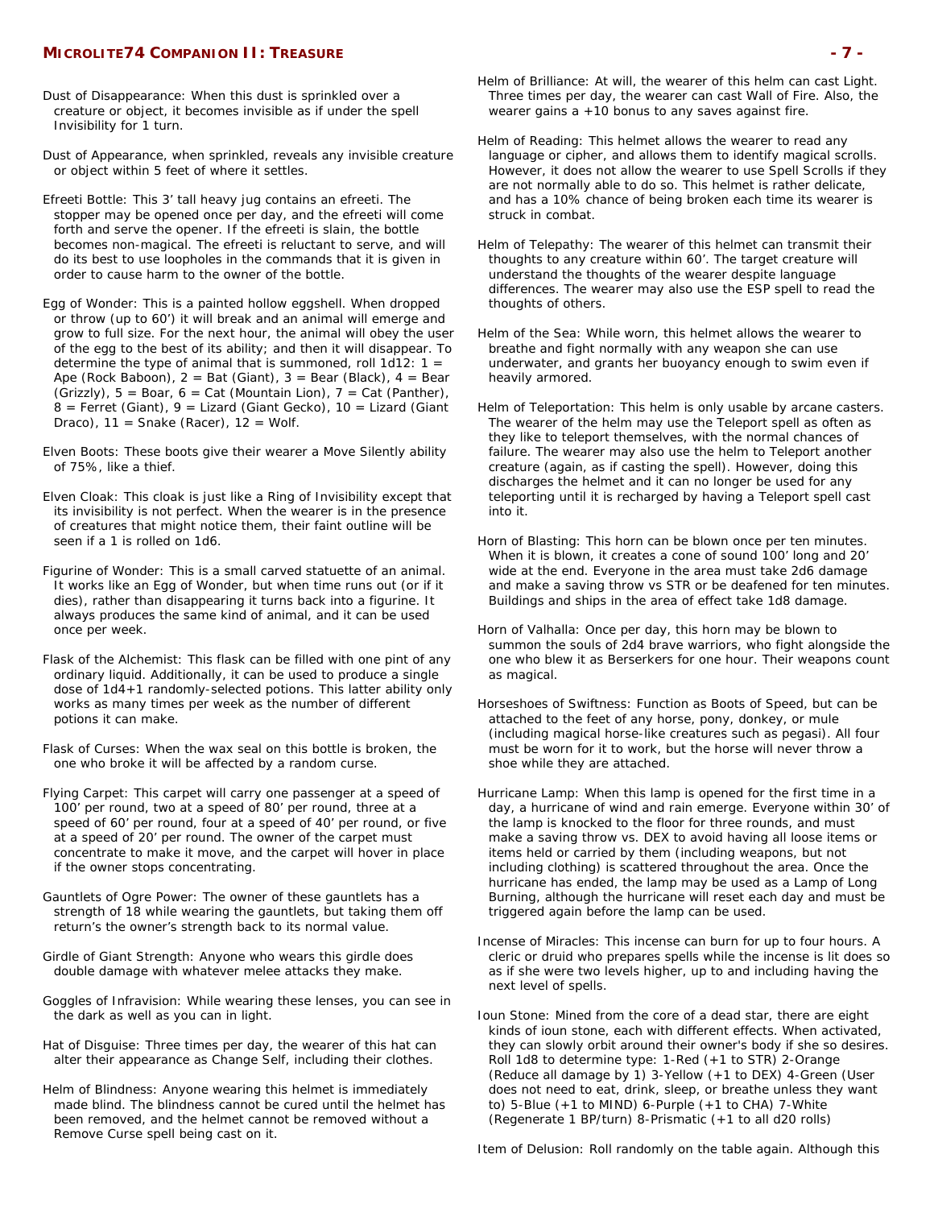Dust of Disappearance: When this dust is sprinkled over a creature or object, it becomes invisible as if under the spell Invisibility for 1 turn.

Dust of Appearance, when sprinkled, reveals any invisible creature or object within 5 feet of where it settles.

Efreeti Bottle: This 3' tall heavy jug contains an efreeti. The stopper may be opened once per day, and the efreeti will come forth and serve the opener. If the efreeti is slain, the bottle becomes non-magical. The efreeti is reluctant to serve, and will do its best to use loopholes in the commands that it is given in order to cause harm to the owner of the bottle.

Egg of Wonder: This is a painted hollow eggshell. When dropped or throw (up to 60') it will break and an animal will emerge and grow to full size. For the next hour, the animal will obey the user of the egg to the best of its ability; and then it will disappear. To determine the type of animal that is summoned, roll 1d12: 1 = Ape (Rock Baboon), 2 = Bat (Giant), 3 = Bear (Black), 4 = Bear (Grizzly), 5 = Boar, 6 = Cat (Mountain Lion), 7 = Cat (Panther), 8 = Ferret (Giant), 9 = Lizard (Giant Gecko), 10 = Lizard (Giant Draco), 11 = Snake (Racer), 12 = Wolf.

Elven Boots: These boots give their wearer a Move Silently ability of 75%, like a thief.

Elven Cloak: This cloak is just like a Ring of Invisibility except that its invisibility is not perfect. When the wearer is in the presence of creatures that might notice them, their faint outline will be seen if a 1 is rolled on 1d6.

Figurine of Wonder: This is a small carved statuette of an animal. It works like an Egg of Wonder, but when time runs out (or if it dies), rather than disappearing it turns back into a figurine. It always produces the same kind of animal, and it can be used once per week.

Flask of the Alchemist: This flask can be filled with one pint of any ordinary liquid. Additionally, it can be used to produce a single dose of 1d4+1 randomly-selected potions. This latter ability only works as many times per week as the number of different potions it can make.

Flask of Curses: When the wax seal on this bottle is broken, the one who broke it will be affected by a random curse.

Flying Carpet: This carpet will carry one passenger at a speed of 100' per round, two at a speed of 80' per round, three at a speed of 60' per round, four at a speed of 40' per round, or five at a speed of 20' per round. The owner of the carpet must concentrate to make it move, and the carpet will hover in place if the owner stops concentrating.

Gauntlets of Ogre Power: The owner of these gauntlets has a strength of 18 while wearing the gauntlets, but taking them off return's the owner's strength back to its normal value.

Girdle of Giant Strength: Anyone who wears this girdle does double damage with whatever melee attacks they make.

Goggles of Infravision: While wearing these lenses, you can see in the dark as well as you can in light.

Hat of Disguise: Three times per day, the wearer of this hat can alter their appearance as Change Self, including their clothes.

Helm of Blindness: Anyone wearing this helmet is immediately made blind. The blindness cannot be cured until the helmet has been removed, and the helmet cannot be removed without a Remove Curse spell being cast on it.

Helm of Brilliance: At will, the wearer of this helm can cast Light. Three times per day, the wearer can cast Wall of Fire. Also, the wearer gains a +10 bonus to any saves against fire.

Helm of Reading: This helmet allows the wearer to read any language or cipher, and allows them to identify magical scrolls. However, it does not allow the wearer to use Spell Scrolls if they are not normally able to do so. This helmet is rather delicate, and has a 10% chance of being broken each time its wearer is struck in combat.

Helm of Telepathy: The wearer of this helmet can transmit their thoughts to any creature within 60'. The target creature will understand the thoughts of the wearer despite language differences. The wearer may also use the ESP spell to read the thoughts of others.

Helm of the Sea: While worn, this helmet allows the wearer to breathe and fight normally with any weapon she can use underwater, and grants her buoyancy enough to swim even if heavily armored.

Helm of Teleportation: This helm is only usable by arcane casters. The wearer of the helm may use the Teleport spell as often as they like to teleport themselves, with the normal chances of failure. The wearer may also use the helm to Teleport another creature (again, as if casting the spell). However, doing this discharges the helmet and it can no longer be used for any teleporting until it is recharged by having a Teleport spell cast into it.

Horn of Blasting: This horn can be blown once per ten minutes. When it is blown, it creates a cone of sound 100' long and 20' wide at the end. Everyone in the area must take 2d6 damage and make a saving throw vs STR or be deafened for ten minutes. Buildings and ships in the area of effect take 1d8 damage.

Horn of Valhalla: Once per day, this horn may be blown to summon the souls of 2d4 brave warriors, who fight alongside the one who blew it as Berserkers for one hour. Their weapons count as magical.

Horseshoes of Swiftness: Function as Boots of Speed, but can be attached to the feet of any horse, pony, donkey, or mule (including magical horse-like creatures such as pegasi). All four must be worn for it to work, but the horse will never throw a shoe while they are attached.

Hurricane Lamp: When this lamp is opened for the first time in a day, a hurricane of wind and rain emerge. Everyone within 30' of the lamp is knocked to the floor for three rounds, and must make a saving throw vs. DEX to avoid having all loose items or items held or carried by them (including weapons, but not including clothing) is scattered throughout the area. Once the hurricane has ended, the lamp may be used as a Lamp of Long Burning, although the hurricane will reset each day and must be triggered again before the lamp can be used.

Incense of Miracles: This incense can burn for up to four hours. A cleric or druid who prepares spells while the incense is lit does so as if she were two levels higher, up to and including having the next level of spells.

Ioun Stone: Mined from the core of a dead star, there are eight kinds of ioun stone, each with different effects. When activated, they can slowly orbit around their owner's body if she so desires. Roll 1d8 to determine type: 1-Red (+1 to STR) 2-Orange (Reduce all damage by 1) 3-Yellow (+1 to DEX) 4-Green (User does not need to eat, drink, sleep, or breathe unless they want to) 5-Blue (+1 to MIND) 6-Purple (+1 to CHA) 7-White (Regenerate 1 BP/turn) 8-Prismatic (+1 to all d20 rolls)

Item of Delusion: Roll randomly on the table again. Although this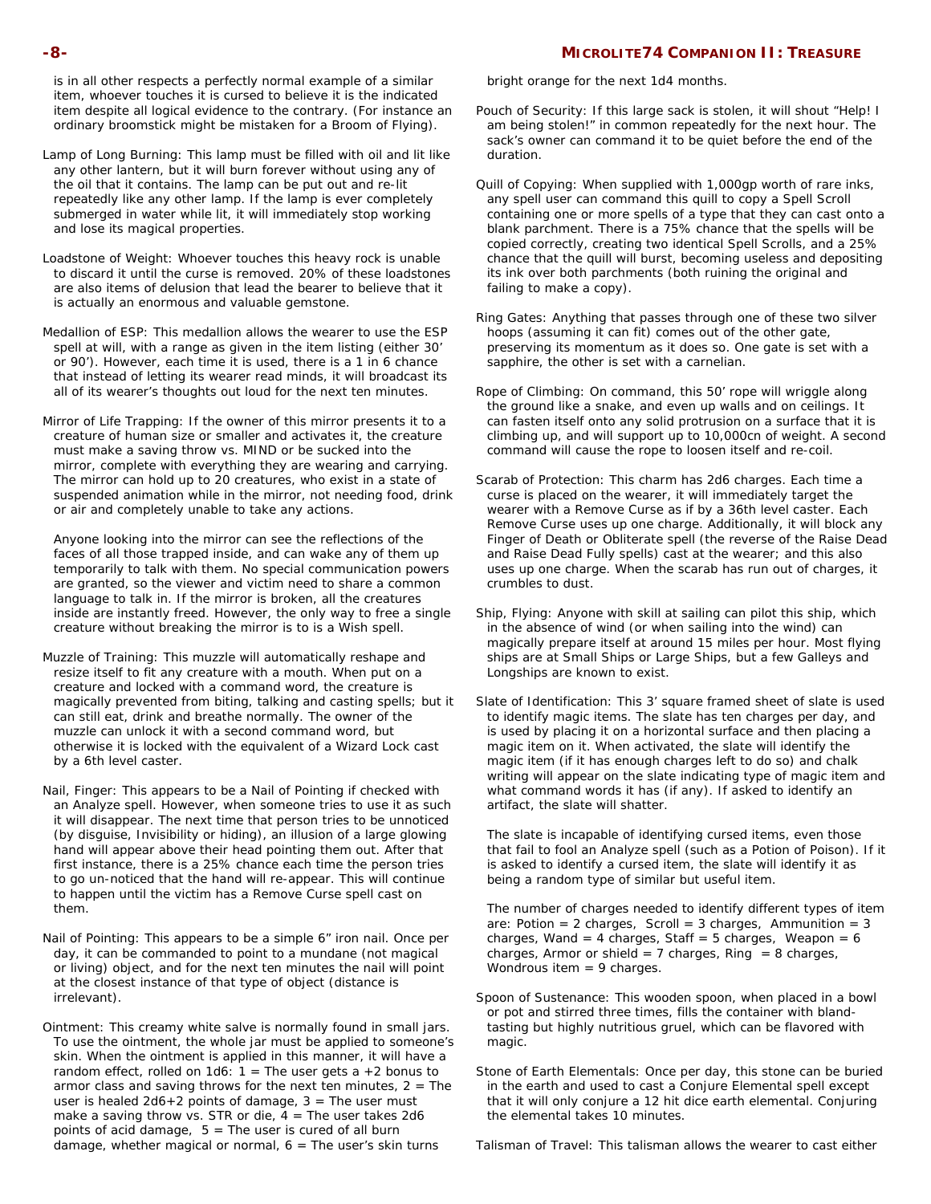is in all other respects a perfectly normal example of a similar item, whoever touches it is cursed to believe it is the indicated item despite all logical evidence to the contrary. (For instance an ordinary broomstick might be mistaken for a Broom of Flying).

Lamp of Long Burning: This lamp must be filled with oil and lit like any other lantern, but it will burn forever without using any of the oil that it contains. The lamp can be put out and re-lit repeatedly like any other lamp. If the lamp is ever completely submerged in water while lit, it will immediately stop working and lose its magical properties.

Loadstone of Weight: Whoever touches this heavy rock is unable to discard it until the curse is removed. 20% of these loadstones are also items of delusion that lead the bearer to believe that it is actually an enormous and valuable gemstone.

Medallion of ESP: This medallion allows the wearer to use the ESP spell at will, with a range as given in the item listing (either 30' or 90'). However, each time it is used, there is a 1 in 6 chance that instead of letting its wearer read minds, it will broadcast its all of its wearer's thoughts out loud for the next ten minutes.

Mirror of Life Trapping: If the owner of this mirror presents it to a creature of human size or smaller and activates it, the creature must make a saving throw vs. MIND or be sucked into the mirror, complete with everything they are wearing and carrying. The mirror can hold up to 20 creatures, who exist in a state of suspended animation while in the mirror, not needing food, drink or air and completely unable to take any actions.

Anyone looking into the mirror can see the reflections of the faces of all those trapped inside, and can wake any of them up temporarily to talk with them. No special communication powers are granted, so the viewer and victim need to share a common language to talk in. If the mirror is broken, all the creatures inside are instantly freed. However, the only way to free a single creature without breaking the mirror is to is a Wish spell.

Muzzle of Training: This muzzle will automatically reshape and resize itself to fit any creature with a mouth. When put on a creature and locked with a command word, the creature is magically prevented from biting, talking and casting spells; but it can still eat, drink and breathe normally. The owner of the muzzle can unlock it with a second command word, but otherwise it is locked with the equivalent of a Wizard Lock cast by a 6th level caster.

Nail, Finger: This appears to be a Nail of Pointing if checked with an Analyze spell. However, when someone tries to use it as such it will disappear. The next time that person tries to be unnoticed (by disguise, Invisibility or hiding), an illusion of a large glowing hand will appear above their head pointing them out. After that first instance, there is a 25% chance each time the person tries to go un-noticed that the hand will re-appear. This will continue to happen until the victim has a Remove Curse spell cast on them.

Nail of Pointing: This appears to be a simple 6" iron nail. Once per day, it can be commanded to point to a mundane (not magical or living) object, and for the next ten minutes the nail will point at the closest instance of that type of object (distance is irrelevant).

Ointment: This creamy white salve is normally found in small jars. To use the ointment, the whole jar must be applied to someone's skin. When the ointment is applied in this manner, it will have a random effect, rolled on 1d6: 1 = The user gets a +2 bonus to armor class and saving throws for the next ten minutes, 2 = The user is healed 2d6+2 points of damage, 3 = The user must make a saving throw vs. STR or die, 4 = The user takes 2d6 points of acid damage, 5 = The user is cured of all burn damage, whether magical or normal, 6 = The user's skin turns bright orange for the next 1d4 months.

Pouch of Security: If this large sack is stolen, it will shout "Help! I am being stolen!" in common repeatedly for the next hour. The sack's owner can command it to be quiet before the end of the duration.

Quill of Copying: When supplied with 1,000gp worth of rare inks, any spell user can command this quill to copy a Spell Scroll containing one or more spells of a type that they can cast onto a blank parchment. There is a 75% chance that the spells will be copied correctly, creating two identical Spell Scrolls, and a 25% chance that the quill will burst, becoming useless and depositing its ink over both parchments (both ruining the original and failing to make a copy).

Ring Gates: Anything that passes through one of these two silver hoops (assuming it can fit) comes out of the other gate, preserving its momentum as it does so. One gate is set with a sapphire, the other is set with a carnelian.

Rope of Climbing: On command, this 50' rope will wriggle along the ground like a snake, and even up walls and on ceilings. It can fasten itself onto any solid protrusion on a surface that it is climbing up, and will support up to 10,000cn of weight. A second command will cause the rope to loosen itself and re-coil.

Scarab of Protection: This charm has 2d6 charges. Each time a curse is placed on the wearer, it will immediately target the wearer with a Remove Curse as if by a 36th level caster. Each Remove Curse uses up one charge. Additionally, it will block any Finger of Death or Obliterate spell (the reverse of the Raise Dead and Raise Dead Fully spells) cast at the wearer; and this also uses up one charge. When the scarab has run out of charges, it crumbles to dust.

Ship, Flying: Anyone with skill at sailing can pilot this ship, which in the absence of wind (or when sailing into the wind) can magically prepare itself at around 15 miles per hour. Most flying ships are at Small Ships or Large Ships, but a few Galleys and Longships are known to exist.

Slate of Identification: This 3' square framed sheet of slate is used to identify magic items. The slate has ten charges per day, and is used by placing it on a horizontal surface and then placing a magic item on it. When activated, the slate will identify the magic item (if it has enough charges left to do so) and chalk writing will appear on the slate indicating type of magic item and what command words it has (if any). If asked to identify an artifact, the slate will shatter.

The slate is incapable of identifying cursed items, even those that fail to fool an Analyze spell (such as a Potion of Poison). If it is asked to identify a cursed item, the slate will identify it as being a random type of similar but useful item.

The number of charges needed to identify different types of item are: Potion = 2 charges, Scroll = 3 charges, Ammunition = 3 charges, Wand = 4 charges, Staff = 5 charges, Weapon = 6 charges, Armor or shield = 7 charges, Ring = 8 charges, Wondrous item = 9 charges.

Spoon of Sustenance: This wooden spoon, when placed in a bowl or pot and stirred three times, fills the container with bland-tasting but highly nutritious gruel, which can be flavored with magic.

Stone of Earth Elementals: Once per day, this stone can be buried in the earth and used to cast a Conjure Elemental spell except that it will only conjure a 12 hit dice earth elemental. Conjuring the elemental takes 10 minutes.

Talisman of Travel: This talisman allows the wearer to cast either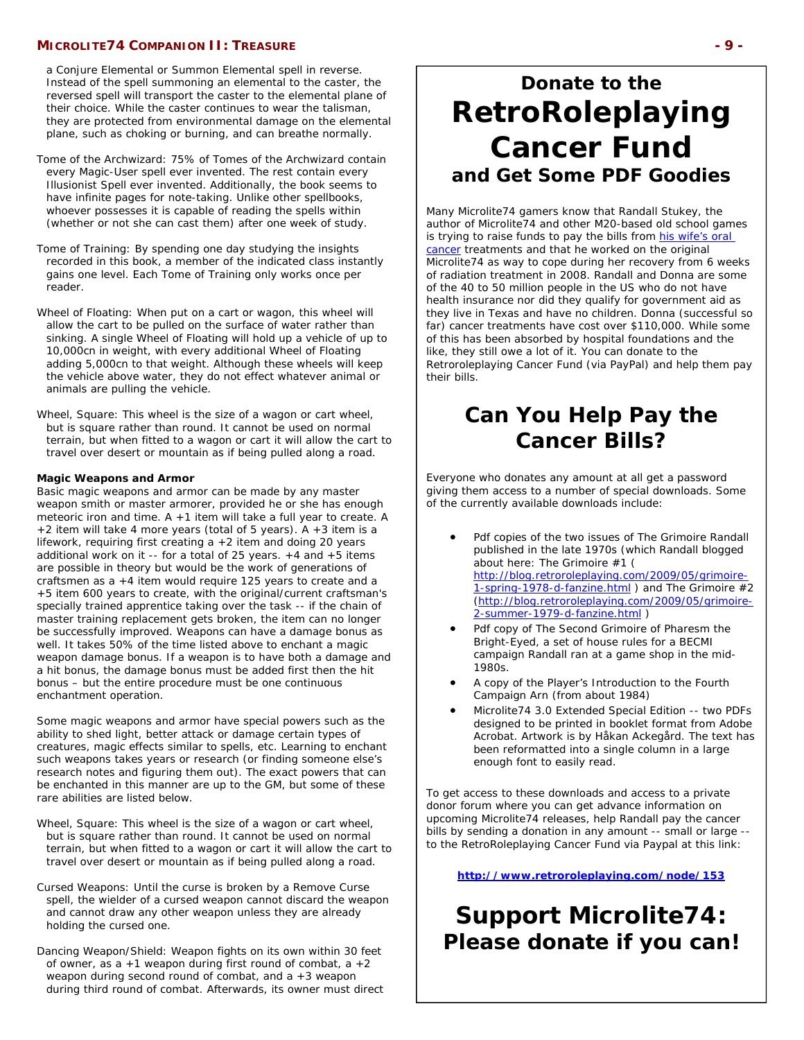a Conjure Elemental or Summon Elemental spell in reverse. Instead of the spell summoning an elemental to the caster, the reversed spell will transport the caster to the elemental plane of their choice. While the caster continues to wear the talisman, they are protected from environmental damage on the elemental plane, such as choking or burning, and can breathe normally.

Tome of the Archwizard: 75% of Tomes of the Archwizard contain every Magic-User spell ever invented. The rest contain every Illusionist Spell ever invented. Additionally, the book seems to have infinite pages for note-taking. Unlike other spellbooks, whoever possesses it is capable of reading the spells within (whether or not she can cast them) after one week of study.

Tome of Training: By spending one day studying the insights recorded in this book, a member of the indicated class instantly gains one level. Each Tome of Training only works once per reader.

Wheel of Floating: When put on a cart or wagon, this wheel will allow the cart to be pulled on the surface of water rather than sinking. A single Wheel of Floating will hold up a vehicle of up to 10,000cn in weight, with every additional Wheel of Floating adding 5,000cn to that weight. Although these wheels will keep the vehicle above water, they do not effect whatever animal or animals are pulling the vehicle.

Wheel, Square: This wheel is the size of a wagon or cart wheel, but is square rather than round. It cannot be used on normal terrain, but when fitted to a wagon or cart it will allow the cart to travel over desert or mountain as if being pulled along a road.

**Magic Weapons and Armor**

Basic magic weapons and armor can be made by any master weapon smith or master armorer, provided he or she has enough meteoric iron and time. A +1 item will take a full year to create. A +2 item will take 4 more years (total of 5 years). A +3 item is a lifework, requiring first creating a +2 item and doing 20 years additional work on it -- for a total of 25 years. +4 and +5 items are possible in theory but would be the work of generations of craftsmen as a +4 item would require 125 years to create and a +5 item 600 years to create, with the original/current craftsman's specially trained apprentice taking over the task -- if the chain of master training replacement gets broken, the item can no longer be successfully improved. Weapons can have a damage bonus as well. It takes 50% of the time listed above to enchant a magic weapon damage bonus. If a weapon is to have both a damage and a hit bonus, the damage bonus must be added first then the hit bonus – but the entire procedure must be one continuous enchantment operation.

Some magic weapons and armor have special powers such as the ability to shed light, better attack or damage certain types of creatures, magic effects similar to spells, etc. Learning to enchant such weapons takes years or research (or finding someone else's research notes and figuring them out). The exact powers that can be enchanted in this manner are up to the GM, but some of these rare abilities are listed below.

Wheel, Square: This wheel is the size of a wagon or cart wheel, but is square rather than round. It cannot be used on normal terrain, but when fitted to a wagon or cart it will allow the cart to travel over desert or mountain as if being pulled along a road.

Cursed Weapons: Until the curse is broken by a Remove Curse spell, the wielder of a cursed weapon cannot discard the weapon and cannot draw any other weapon unless they are already holding the cursed one.

Dancing Weapon/Shield: Weapon fights on its own within 30 feet of owner, as a +1 weapon during first round of combat, a +2 weapon during second round of combat, and a +3 weapon during third round of combat. Afterwards, its owner must direct

## Donate to the RetroRoleplaying Cancer Fund and Get Some PDF Goodies

Many Microlite74 gamers know that Randall Stukey, the author of Microlite74 and other M20-based old school games is trying to raise funds to pay the bills from his wife's oral cancer treatments and that he worked on the original Microlite74 as way to cope during her recovery from 6 weeks of radiation treatment in 2008. Randall and Donna are some of the 40 to 50 million people in the US who do not have health insurance nor did they qualify for government aid as they live in Texas and have no children. Donna (successful so far) cancer treatments have cost over $110,000. While some of this has been absorbed by hospital foundations and the like, they still owe a lot of it. You can donate to the Retroroleplaying Cancer Fund (via PayPal) and help them pay their bills.

## Can You Help Pay the Cancer Bills?

Everyone who donates any amount at all get a password giving them access to a number of special downloads. Some of the currently available downloads include:

- Pdf copies of the two issues of The Grimoire Randall published in the late 1970s (which Randall blogged about here: The Grimoire #1 ( http://blog.retroroleplaying.com/2009/05/grimoire-1-spring-1978-d-fanzine.html ) and The Grimoire #2 (http://blog.retroroleplaying.com/2009/05/grimoire-2-summer-1979-d-fanzine.html )
- Pdf copy of The Second Grimoire of Pharesm the Bright-Eyed, a set of house rules for a BECMI campaign Randall ran at a game shop in the mid-1980s.
- A copy of the Player's Introduction to the Fourth Campaign Arn (from about 1984)
- Microlite74 3.0 Extended Special Edition -- two PDFs designed to be printed in booklet format from Adobe Acrobat. Artwork is by Håkan Ackegård. The text has been reformatted into a single column in a large enough font to easily read.

To get access to these downloads and access to a private donor forum where you can get advance information on upcoming Microlite74 releases, help Randall pay the cancer bills by sending a donation in any amount -- small or large -- to the RetroRoleplaying Cancer Fund via Paypal at this link:

**http://www.retroroleplaying.com/node/153**

## Support Microlite74: Please donate if you can!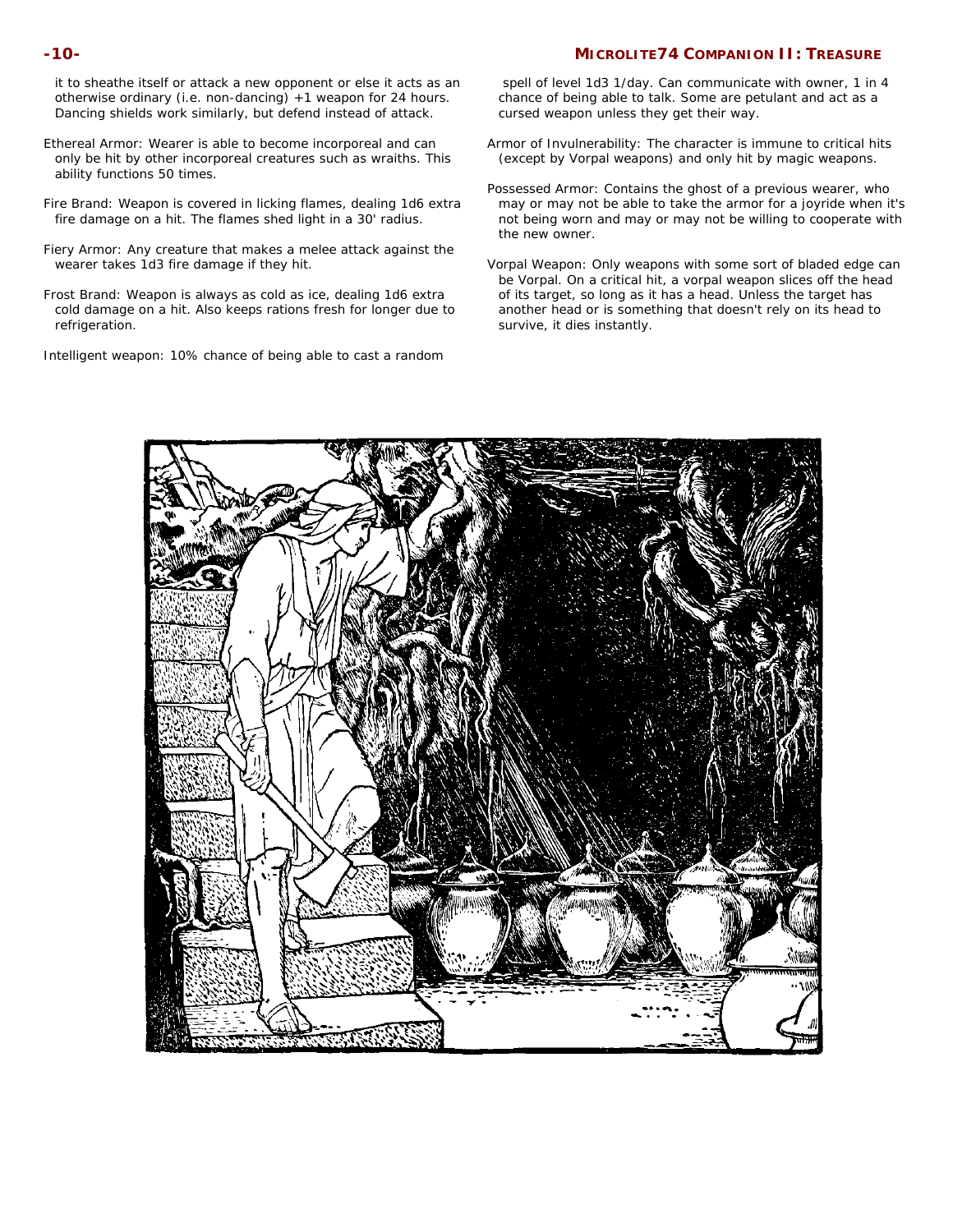it to sheathe itself or attack a new opponent or else it acts as an otherwise ordinary (i.e. non-dancing) +1 weapon for 24 hours. Dancing shields work similarly, but defend instead of attack.

Ethereal Armor: Wearer is able to become incorporeal and can only be hit by other incorporeal creatures such as wraiths. This ability functions 50 times.

Fire Brand: Weapon is covered in licking flames, dealing 1d6 extra fire damage on a hit. The flames shed light in a 30' radius.

Fiery Armor: Any creature that makes a melee attack against the wearer takes 1d3 fire damage if they hit.

Frost Brand: Weapon is always as cold as ice, dealing 1d6 extra cold damage on a hit. Also keeps rations fresh for longer due to refrigeration.

Intelligent weapon: 10% chance of being able to cast a random spell of level 1d3 1/day. Can communicate with owner, 1 in 4 chance of being able to talk. Some are petulant and act as a cursed weapon unless they get their way.

Armor of Invulnerability: The character is immune to critical hits (except by Vorpal weapons) and only hit by magic weapons.

Possessed Armor: Contains the ghost of a previous wearer, who may or may not be able to take the armor for a joyride when it's not being worn and may or may not be willing to cooperate with the new owner.

Vorpal Weapon: Only weapons with some sort of bladed edge can be Vorpal. On a critical hit, a vorpal weapon slices off the head of its target, so long as it has a head. Unless the target has another head or is something that doesn't rely on its head to survive, it dies instantly.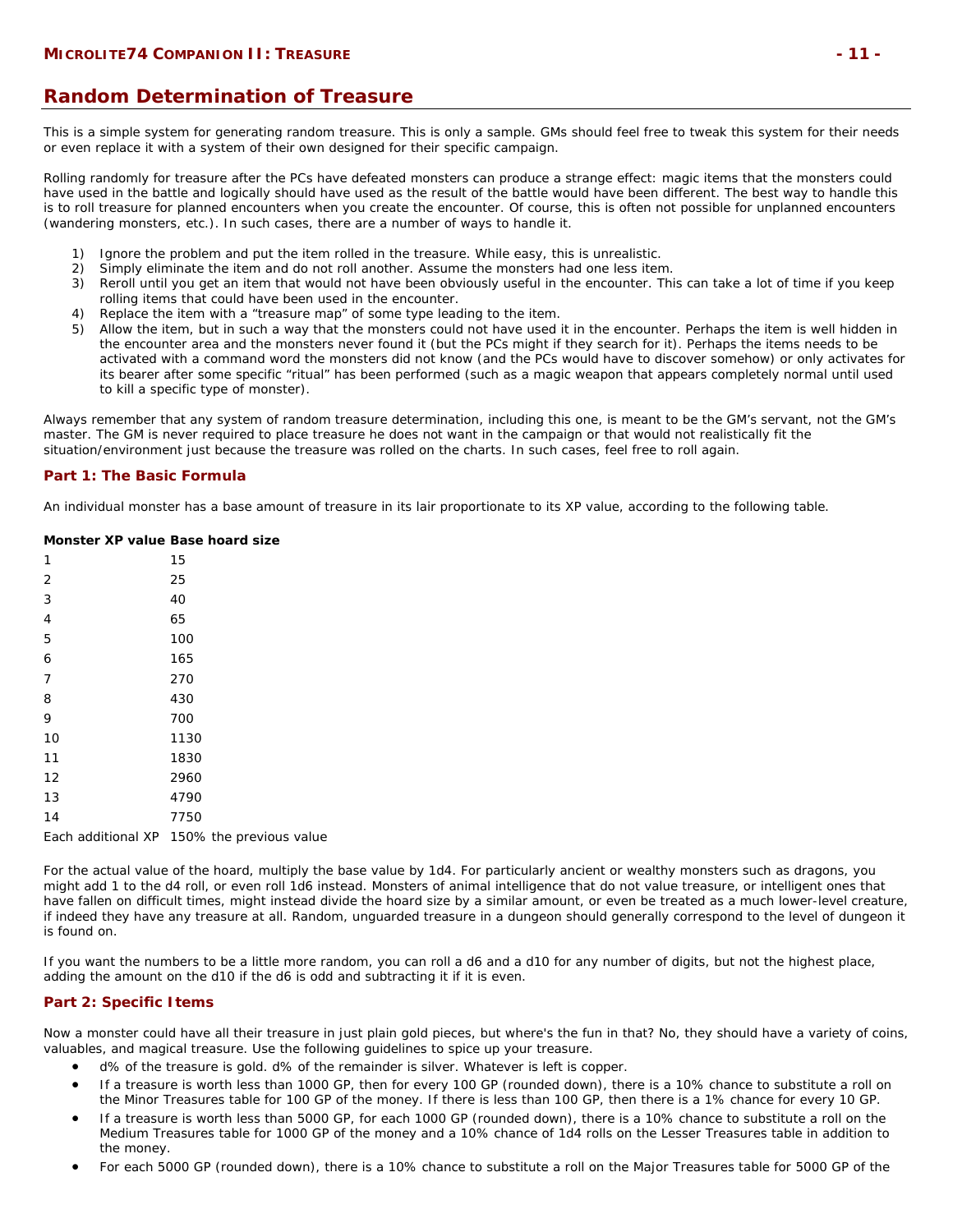# Random Determination of Treasure

This is a simple system for generating random treasure. This is only a sample. GMs should feel free to tweak this system for their needs or even replace it with a system of their own designed for their specific campaign.

Rolling randomly for treasure after the PCs have defeated monsters can produce a strange effect: magic items that the monsters could have used in the battle and logically should have used as the result of the battle would have been different. The best way to handle this is to roll treasure for planned encounters when you create the encounter. Of course, this is often not possible for unplanned encounters (wandering monsters, etc.). In such cases, there are a number of ways to handle it.

1) Ignore the problem and put the item rolled in the treasure. While easy, this is unrealistic.
2) Simply eliminate the item and do not roll another. Assume the monsters had one less item.
3) Reroll until you get an item that would not have been obviously useful in the encounter. This can take a lot of time if you keep rolling items that could have been used in the encounter.
4) Replace the item with a "treasure map" of some type leading to the item.
5) Allow the item, but in such a way that the monsters could not have used it in the encounter. Perhaps the item is well hidden in the encounter area and the monsters never found it (but the PCs might if they search for it). Perhaps the items needs to be activated with a command word the monsters did not know (and the PCs would have to discover somehow) or only activates for its bearer after some specific "ritual" has been performed (such as a magic weapon that appears completely normal until used to kill a specific type of monster).

Always remember that any system of random treasure determination, including this one, is meant to be the GM's servant, not the GM's master. The GM is never required to place treasure he does not want in the campaign or that would not realistically fit the situation/environment just because the treasure was rolled on the charts. In such cases, feel free to roll again.

## Part 1: The Basic Formula

An individual monster has a base amount of treasure in its lair proportionate to its XP value, according to the following table.

| Monster XP value | Base hoard size |
|---|---|
| 1 | 15 |
| 2 | 25 |
| 3 | 40 |
| 4 | 65 |
| 5 | 100 |
| 6 | 165 |
| 7 | 270 |
| 8 | 430 |
| 9 | 700 |
| 10 | 1130 |
| 11 | 1830 |
| 12 | 2960 |
| 13 | 4790 |
| 14 | 7750 |
| Each additional XP | 150% the previous value |

For the actual value of the hoard, multiply the base value by 1d4. For particularly ancient or wealthy monsters such as dragons, you might add 1 to the d4 roll, or even roll 1d6 instead. Monsters of animal intelligence that do not value treasure, or intelligent ones that have fallen on difficult times, might instead divide the hoard size by a similar amount, or even be treated as a much lower-level creature, if indeed they have any treasure at all. Random, unguarded treasure in a dungeon should generally correspond to the level of dungeon it is found on.

If you want the numbers to be a little more random, you can roll a d6 and a d10 for any number of digits, but not the highest place, adding the amount on the d10 if the d6 is odd and subtracting it if it is even.

## Part 2: Specific Items

Now a monster could have all their treasure in just plain gold pieces, but where's the fun in that? No, they should have a variety of coins, valuables, and magical treasure. Use the following guidelines to spice up your treasure.

- d% of the treasure is gold. d% of the remainder is silver. Whatever is left is copper.
- If a treasure is worth less than 1000 GP, then for every 100 GP (rounded down), there is a 10% chance to substitute a roll on the Minor Treasures table for 100 GP of the money. If there is less than 100 GP, then there is a 1% chance for every 10 GP.
- If a treasure is worth less than 5000 GP, for each 1000 GP (rounded down), there is a 10% chance to substitute a roll on the Medium Treasures table for 1000 GP of the money and a 10% chance of 1d4 rolls on the Lesser Treasures table in addition to the money.
- For each 5000 GP (rounded down), there is a 10% chance to substitute a roll on the Major Treasures table for 5000 GP of the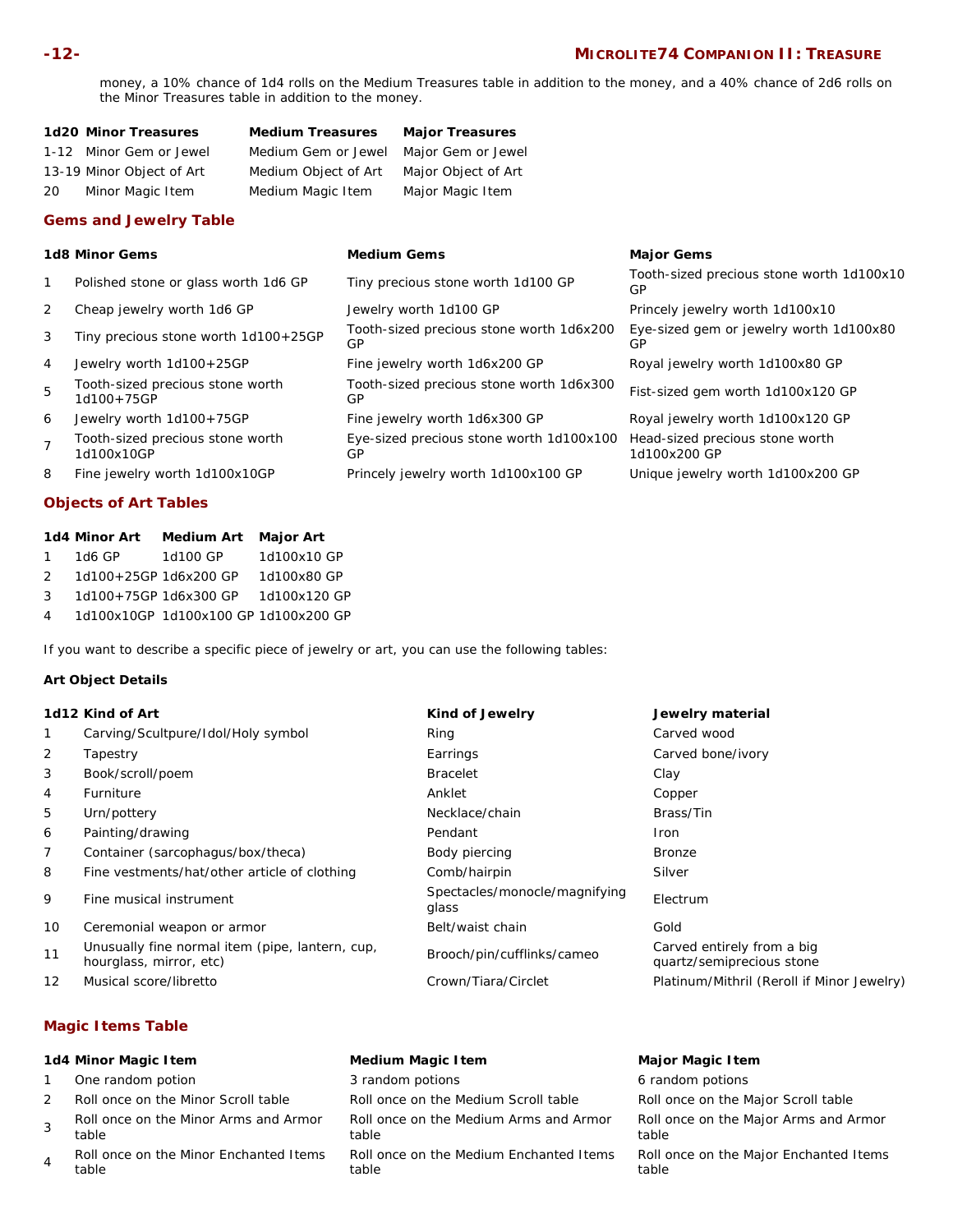money, a 10% chance of 1d4 rolls on the Medium Treasures table in addition to the money, and a 40% chance of 2d6 rolls on the Minor Treasures table in addition to the money.

| 1d20 | Minor Treasures | Medium Treasures | Major Treasures |
|---|---|---|---|
| 1-12 | Minor Gem or Jewel | Medium Gem or Jewel | Major Gem or Jewel |
| 13-19 | Minor Object of Art | Medium Object of Art | Major Object of Art |
| 20 | Minor Magic Item | Medium Magic Item | Major Magic Item |

## Gems and Jewelry Table

| 1d8 | Minor Gems | Medium Gems | Major Gems |
|---|---|---|---|
| 1 | Polished stone or glass worth 1d6 GP | Tiny precious stone worth 1d100 GP | Tooth-sized precious stone worth 1d100x10 GP |
| 2 | Cheap jewelry worth 1d6 GP | Jewelry worth 1d100 GP | Princely jewelry worth 1d100x10 |
| 3 | Tiny precious stone worth 1d100+25GP | Tooth-sized precious stone worth 1d6x200 GP | Eye-sized gem or jewelry worth 1d100x80 GP |
| 4 | Jewelry worth 1d100+25GP | Fine jewelry worth 1d6x200 GP | Royal jewelry worth 1d100x80 GP |
| 5 | Tooth-sized precious stone worth 1d100+75GP | Tooth-sized precious stone worth 1d6x300 GP | Fist-sized gem worth 1d100x120 GP |
| 6 | Jewelry worth 1d100+75GP | Fine jewelry worth 1d6x300 GP | Royal jewelry worth 1d100x120 GP |
| 7 | Tooth-sized precious stone worth 1d100x10GP | Eye-sized precious stone worth 1d100x100 GP | Head-sized precious stone worth 1d100x200 GP |
| 8 | Fine jewelry worth 1d100x10GP | Princely jewelry worth 1d100x100 GP | Unique jewelry worth 1d100x200 GP |

## Objects of Art Tables

| 1d4 | Minor Art | Medium Art | Major Art |
|---|---|---|---|
| 1 | 1d6 GP | 1d100 GP | 1d100x10 GP |
| 2 | 1d100+25GP | 1d6x200 GP | 1d100x80 GP |
| 3 | 1d100+75GP | 1d6x300 GP | 1d100x120 GP |
| 4 | 1d100x10GP | 1d100x100 GP | 1d100x200 GP |

If you want to describe a specific piece of jewelry or art, you can use the following tables:

**Art Object Details**

| 1d12 | Kind of Art | Kind of Jewelry | Jewelry material |
|---|---|---|---|
| 1 | Carving/Scultpure/Idol/Holy symbol | Ring | Carved wood |
| 2 | Tapestry | Earrings | Carved bone/ivory |
| 3 | Book/scroll/poem | Bracelet | Clay |
| 4 | Furniture | Anklet | Copper |
| 5 | Urn/pottery | Necklace/chain | Brass/Tin |
| 6 | Painting/drawing | Pendant | Iron |
| 7 | Container (sarcophagus/box/theca) | Body piercing | Bronze |
| 8 | Fine vestments/hat/other article of clothing | Comb/hairpin | Silver |
| 9 | Fine musical instrument | Spectacles/monocle/magnifying glass | Electrum |
| 10 | Ceremonial weapon or armor | Belt/waist chain | Gold |
| 11 | Unusually fine normal item (pipe, lantern, cup, hourglass, mirror, etc) | Brooch/pin/cufflinks/cameo | Carved entirely from a big quartz/semiprecious stone |
| 12 | Musical score/libretto | Crown/Tiara/Circlet | Platinum/Mithril (Reroll if Minor Jewelry) |

## Magic Items Table

| 1d4 | Minor Magic Item | Medium Magic Item | Major Magic Item |
|---|---|---|---|
| 1 | One random potion | 3 random potions | 6 random potions |
| 2 | Roll once on the Minor Scroll table | Roll once on the Medium Scroll table | Roll once on the Major Scroll table |
| 3 | Roll once on the Minor Arms and Armor table | Roll once on the Medium Arms and Armor table | Roll once on the Major Arms and Armor table |
| 4 | Roll once on the Minor Enchanted Items table | Roll once on the Medium Enchanted Items table | Roll once on the Major Enchanted Items table |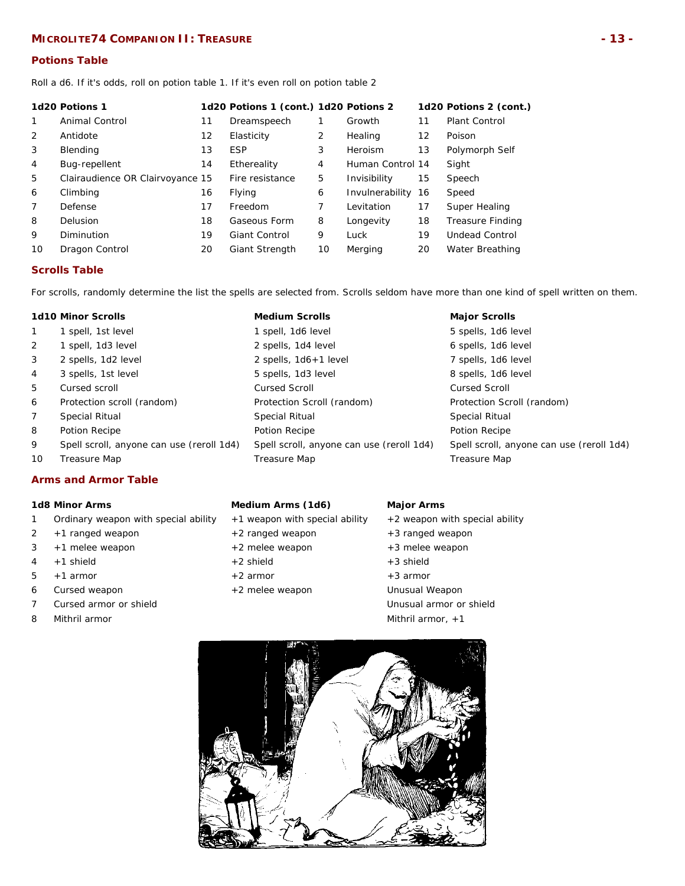## Potions Table

Roll a d6. If it's odds, roll on potion table 1. If it's even roll on potion table 2

| 1d20 | Potions 1 | 1d20 | Potions 1 (cont.) | 1d20 | Potions 2 | 1d20 | Potions 2 (cont.) |
|---|---|---|---|---|---|---|---|
| 1 | Animal Control | 11 | Dreamspeech | 1 | Growth | 11 | Plant Control |
| 2 | Antidote | 12 | Elasticity | 2 | Healing | 12 | Poison |
| 3 | Blending | 13 | ESP | 3 | Heroism | 13 | Polymorph Self |
| 4 | Bug-repellent | 14 | Ethereality | 4 | Human Control | 14 | Sight |
| 5 | Clairaudience OR Clairvoyance | 15 | Fire resistance | 5 | Invisibility | 15 | Speech |
| 6 | Climbing | 16 | Flying | 6 | Invulnerability | 16 | Speed |
| 7 | Defense | 17 | Freedom | 7 | Levitation | 17 | Super Healing |
| 8 | Delusion | 18 | Gaseous Form | 8 | Longevity | 18 | Treasure Finding |
| 9 | Diminution | 19 | Giant Control | 9 | Luck | 19 | Undead Control |
| 10 | Dragon Control | 20 | Giant Strength | 10 | Merging | 20 | Water Breathing |

## Scrolls Table

For scrolls, randomly determine the list the spells are selected from. Scrolls seldom have more than one kind of spell written on them.

| 1d10 | Minor Scrolls | Medium Scrolls | Major Scrolls |
|---|---|---|---|
| 1 | 1 spell, 1st level | 1 spell, 1d6 level | 5 spells, 1d6 level |
| 2 | 1 spell, 1d3 level | 2 spells, 1d4 level | 6 spells, 1d6 level |
| 3 | 2 spells, 1d2 level | 2 spells, 1d6+1 level | 7 spells, 1d6 level |
| 4 | 3 spells, 1st level | 5 spells, 1d3 level | 8 spells, 1d6 level |
| 5 | Cursed scroll | Cursed Scroll | Cursed Scroll |
| 6 | Protection scroll (random) | Protection Scroll (random) | Protection Scroll (random) |
| 7 | Special Ritual | Special Ritual | Special Ritual |
| 8 | Potion Recipe | Potion Recipe | Potion Recipe |
| 9 | Spell scroll, anyone can use (reroll 1d4) | Spell scroll, anyone can use (reroll 1d4) | Spell scroll, anyone can use (reroll 1d4) |
| 10 | Treasure Map | Treasure Map | Treasure Map |

## Arms and Armor Table

| 1d8 | Minor Arms | Medium Arms (1d6) | Major Arms |
|---|---|---|---|
| 1 | Ordinary weapon with special ability | +1 weapon with special ability | +2 weapon with special ability |
| 2 | +1 ranged weapon | +2 ranged weapon | +3 ranged weapon |
| 3 | +1 melee weapon | +2 melee weapon | +3 melee weapon |
| 4 | +1 shield | +2 shield | +3 shield |
| 5 | +1 armor | +2 armor | +3 armor |
| 6 | Cursed weapon | +2 melee weapon | Unusual Weapon |
| 7 | Cursed armor or shield | | Unusual armor or shield |
| 8 | Mithril armor | | Mithril armor, +1 |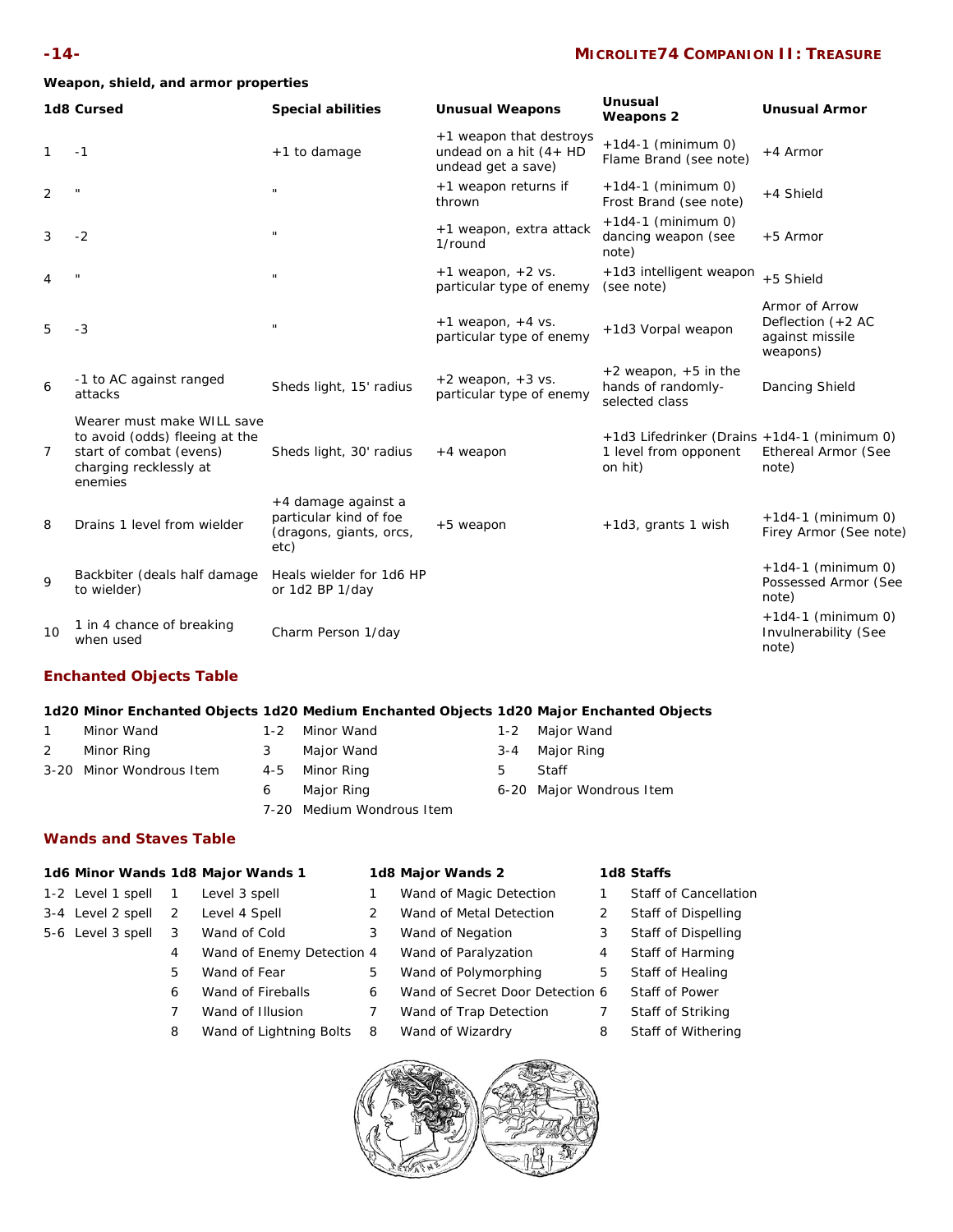**Weapon, shield, and armor properties**

| 1d8 | Cursed | Special abilities | Unusual Weapons | Unusual Weapons 2 | Unusual Armor |
|---|---|---|---|---|---|
| 1 | -1 | +1 to damage | +1 weapon that destroys undead on a hit (4+ HD undead get a save) | +1d4-1 (minimum 0) Flame Brand (see note) | +4 Armor |
| 2 | " | " | +1 weapon returns if thrown | +1d4-1 (minimum 0) Frost Brand (see note) | +4 Shield |
| 3 | -2 | " | +1 weapon, extra attack 1/round | +1d4-1 (minimum 0) dancing weapon (see note) | +5 Armor |
| 4 | " | " | +1 weapon, +2 vs. particular type of enemy | +1d3 intelligent weapon (see note) | +5 Shield |
| 5 | -3 | " | +1 weapon, +4 vs. particular type of enemy | +1d3 Vorpal weapon | Armor of Arrow Deflection (+2 AC against missile weapons) |
| 6 | -1 to AC against ranged attacks | Sheds light, 15' radius | +2 weapon, +3 vs. particular type of enemy | +2 weapon, +5 in the hands of randomly-selected class | Dancing Shield |
| 7 | Wearer must make WILL save to avoid (odds) fleeing at the start of combat (evens) charging recklessly at enemies | Sheds light, 30' radius | +4 weapon | +1d3 Lifedrinker (Drains 1 level from opponent on hit) | +1d4-1 (minimum 0) Ethereal Armor (See note) |
| 8 | Drains 1 level from wielder | +4 damage against a particular kind of foe (dragons, giants, orcs, etc) | +5 weapon | +1d3, grants 1 wish | +1d4-1 (minimum 0) Firey Armor (See note) |
| 9 | Backbiter (deals half damage to wielder) | Heals wielder for 1d6 HP or 1d2 BP 1/day | | | +1d4-1 (minimum 0) Possessed Armor (See note) |
| 10 | 1 in 4 chance of breaking when used | Charm Person 1/day | | | +1d4-1 (minimum 0) Invulnerability (See note) |

## Enchanted Objects Table

| 1d20 | Minor Enchanted Objects | 1d20 | Medium Enchanted Objects | 1d20 | Major Enchanted Objects |
|---|---|---|---|---|---|
| 1 | Minor Wand | 1-2 | Minor Wand | 1-2 | Major Wand |
| 2 | Minor Ring | 3 | Major Wand | 3-4 | Major Ring |
| 3-20 | Minor Wondrous Item | 4-5 | Minor Ring | 5 | Staff |
| | | 6 | Major Ring | 6-20 | Major Wondrous Item |
| | | 7-20 | Medium Wondrous Item | | |

## Wands and Staves Table

| 1d6 | Minor Wands | 1d8 | Major Wands 1 | 1d8 | Major Wands 2 | 1d8 | Staffs |
|---|---|---|---|---|---|---|---|
| 1-2 | Level 1 spell | 1 | Level 3 spell | 1 | Wand of Magic Detection | 1 | Staff of Cancellation |
| 3-4 | Level 2 spell | 2 | Level 4 Spell | 2 | Wand of Metal Detection | 2 | Staff of Dispelling |
| 5-6 | Level 3 spell | 3 | Wand of Cold | 3 | Wand of Negation | 3 | Staff of Dispelling |
| | | 4 | Wand of Enemy Detection | 4 | Wand of Paralyzation | 4 | Staff of Harming |
| | | 5 | Wand of Fear | 5 | Wand of Polymorphing | 5 | Staff of Healing |
| | | 6 | Wand of Fireballs | 6 | Wand of Secret Door Detection | 6 | Staff of Power |
| | | 7 | Wand of Illusion | 7 | Wand of Trap Detection | 7 | Staff of Striking |
| | | 8 | Wand of Lightning Bolts | 8 | Wand of Wizardry | 8 | Staff of Withering |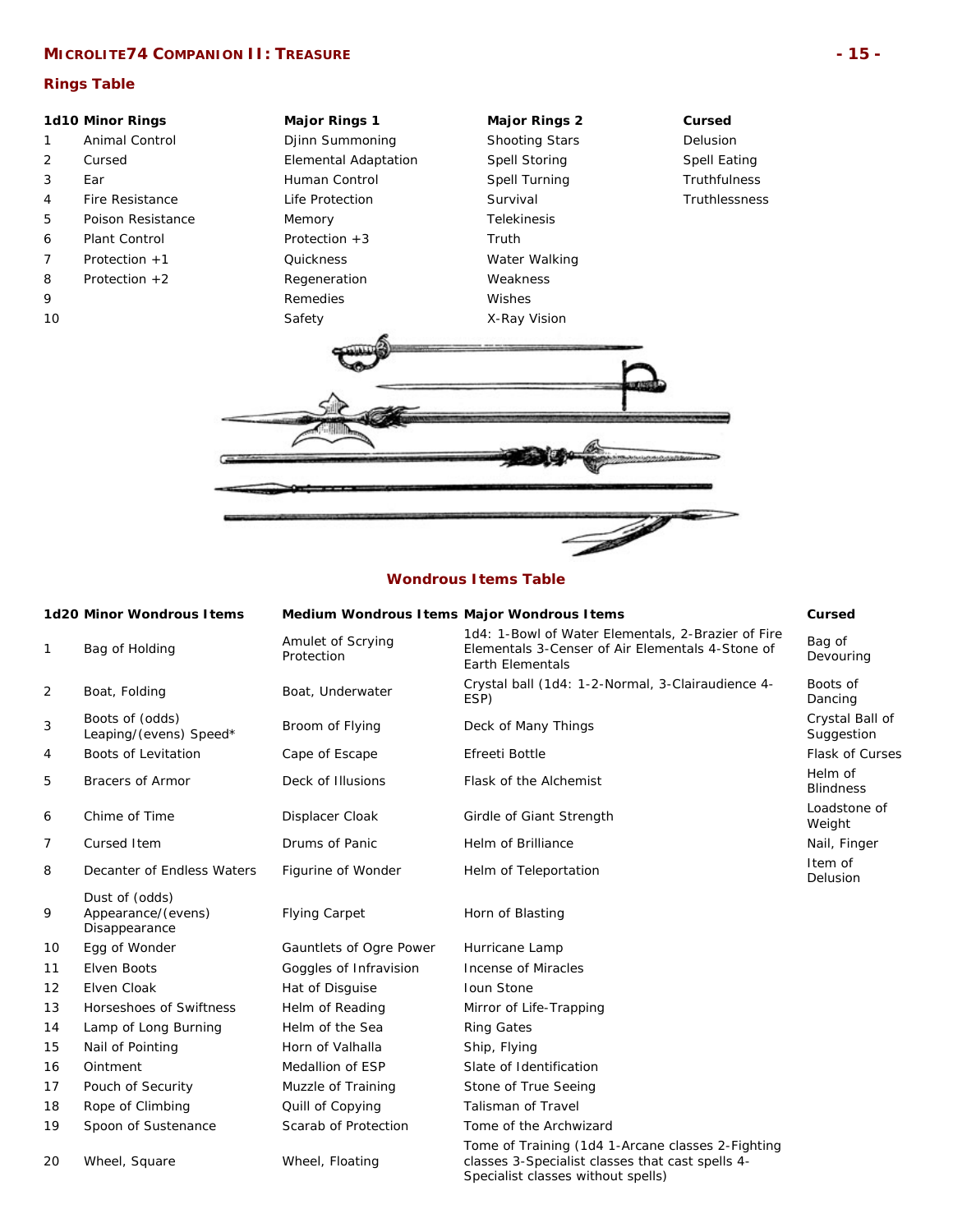## Rings Table

| 1d10 | Minor Rings | Major Rings 1 | Major Rings 2 | Cursed |
|---|---|---|---|---|
| 1 | Animal Control | Djinn Summoning | Shooting Stars | Delusion |
| 2 | Cursed | Elemental Adaptation | Spell Storing | Spell Eating |
| 3 | Ear | Human Control | Spell Turning | Truthfulness |
| 4 | Fire Resistance | Life Protection | Survival | Truthlessness |
| 5 | Poison Resistance | Memory | Telekinesis | |
| 6 | Plant Control | Protection +3 | Truth | |
| 7 | Protection +1 | Quickness | Water Walking | |
| 8 | Protection +2 | Regeneration | Weakness | |
| 9 | | Remedies | Wishes | |
| 10 | | Safety | X-Ray Vision | |

## Wondrous Items Table

| 1d20 | Minor Wondrous Items | Medium Wondrous Items | Major Wondrous Items | Cursed |
|---|---|---|---|---|
| 1 | Bag of Holding | Amulet of Scrying Protection | 1d4: 1-Bowl of Water Elementals, 2-Brazier of Fire Elementals 3-Censer of Air Elementals 4-Stone of Earth Elementals | Bag of Devouring |
| 2 | Boat, Folding | Boat, Underwater | Crystal ball (1d4: 1-2-Normal, 3-Clairaudience 4-ESP) | Boots of Dancing |
| 3 | Boots of (odds) Leaping/(evens) Speed* | Broom of Flying | Deck of Many Things | Crystal Ball of Suggestion |
| 4 | Boots of Levitation | Cape of Escape | Efreeti Bottle | Flask of Curses |
| 5 | Bracers of Armor | Deck of Illusions | Flask of the Alchemist | Helm of Blindness |
| 6 | Chime of Time | Displacer Cloak | Girdle of Giant Strength | Loadstone of Weight |
| 7 | Cursed Item | Drums of Panic | Helm of Brilliance | Nail, Finger |
| 8 | Decanter of Endless Waters | Figurine of Wonder | Helm of Teleportation | Item of Delusion |
| 9 | Dust of (odds) Appearance/(evens) Disappearance | Flying Carpet | Horn of Blasting | |
| 10 | Egg of Wonder | Gauntlets of Ogre Power | Hurricane Lamp | |
| 11 | Elven Boots | Goggles of Infravision | Incense of Miracles | |
| 12 | Elven Cloak | Hat of Disguise | Ioun Stone | |
| 13 | Horseshoes of Swiftness | Helm of Reading | Mirror of Life-Trapping | |
| 14 | Lamp of Long Burning | Helm of the Sea | Ring Gates | |
| 15 | Nail of Pointing | Horn of Valhalla | Ship, Flying | |
| 16 | Ointment | Medallion of ESP | Slate of Identification | |
| 17 | Pouch of Security | Muzzle of Training | Stone of True Seeing | |
| 18 | Rope of Climbing | Quill of Copying | Talisman of Travel | |
| 19 | Spoon of Sustenance | Scarab of Protection | Tome of the Archwizard | |
| 20 | Wheel, Square | Wheel, Floating | Tome of Training (1d4 1-Arcane classes 2-Fighting classes 3-Specialist classes that cast spells 4-Specialist classes without spells) | |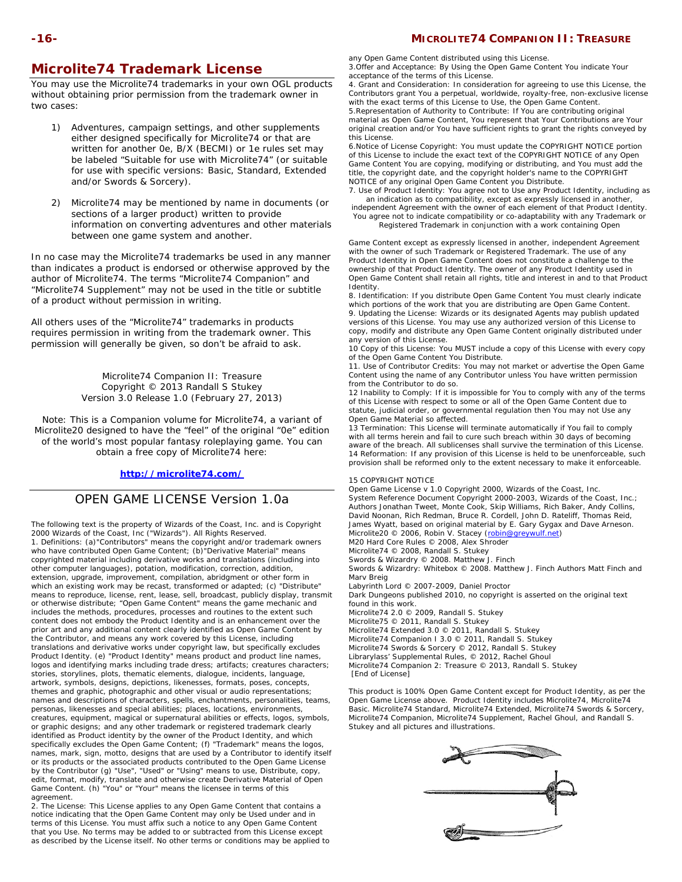## Microlite74 Trademark License

You may use the Microlite74 trademarks in your own OGL products without obtaining prior permission from the trademark owner in two cases:

1) Adventures, campaign settings, and other supplements either designed specifically for Microlite74 or that are written for another 0e, B/X (BECMI) or 1e rules set may be labeled "Suitable for use with Microlite74" (or suitable for use with specific versions: Basic, Standard, Extended and/or Swords & Sorcery).

2) Microlite74 may be mentioned by name in documents (or sections of a larger product) written to provide information on converting adventures and other materials between one game system and another.

In no case may the Microlite74 trademarks be used in any manner than indicates a product is endorsed or otherwise approved by the author of Microlite74. The terms "Microlite74 Companion" and "Microlite74 Supplement" may not be used in the title or subtitle of a product without permission in writing.

All others uses of the "Microlite74" trademarks in products requires permission in writing from the trademark owner. This permission will generally be given, so don't be afraid to ask.

Microlite74 Companion II: Treasure
Copyright © 2013 Randall S Stukey
Version 3.0 Release 1.0 (February 27, 2013)

Note: This is a Companion volume for Microlite74, a variant of Microlite20 designed to have the "feel" of the original "0e" edition of the world's most popular fantasy roleplaying game. You can obtain a free copy of Microlite74 here:

**http://microlite74.com/**

## OPEN GAME LICENSE Version 1.0a

The following text is the property of Wizards of the Coast, Inc. and is Copyright 2000 Wizards of the Coast, Inc ("Wizards"). All Rights Reserved.

1. Definitions: (a)"Contributors" means the copyright and/or trademark owners who have contributed Open Game Content; (b)"Derivative Material" means copyrighted material including derivative works and translations (including into other computer languages), potation, modification, correction, addition, extension, upgrade, improvement, compilation, abridgment or other form in which an existing work may be recast, transformed or adapted; (c) "Distribute" means to reproduce, license, rent, lease, sell, broadcast, publicly display, transmit or otherwise distribute; "Open Game Content" means the game mechanic and includes the methods, procedures, processes and routines to the extent such content does not embody the Product Identity and is an enhancement over the prior art and any additional content clearly identified as Open Game Content by the Contributor, and means any work covered by this License, including translations and derivative works under copyright law, but specifically excludes Product Identity. (e) "Product Identity" means product and product line names, logos and identifying marks including trade dress; artifacts; creatures characters; stories, storylines, plots, thematic elements, dialogue, incidents, language, artwork, symbols, designs, depictions, likenesses, formats, poses, concepts, themes and graphic, photographic and other visual or audio representations; names and descriptions of characters, spells, enchantments, personalities, teams, personas, likenesses and special abilities; places, locations, environments, creatures, equipment, magical or supernatural abilities or effects, logos, symbols, or graphic designs; and any other trademark or registered trademark clearly identified as Product identity by the owner of the Product Identity, and which specifically excludes the Open Game Content; (f) "Trademark" means the logos, names, mark, sign, motto, designs that are used by a Contributor to identify itself or its products or the associated products contributed to the Open Game License by the Contributor (g) "Use", "Used" or "Using" means to use, Distribute, copy, edit, format, modify, translate and otherwise create Derivative Material of Open Game Content. (h) "You" or "Your" means the licensee in terms of this agreement.

2. The License: This License applies to any Open Game Content that contains a notice indicating that the Open Game Content may only be Used under and in terms of this License. You must affix such a notice to any Open Game Content that you Use. No terms may be added to or subtracted from this License except as described by the License itself. No other terms or conditions may be applied to any Open Game Content distributed using this License.

3.Offer and Acceptance: By Using the Open Game Content You indicate Your acceptance of the terms of this License.

4. Grant and Consideration: In consideration for agreeing to use this License, the Contributors grant You a perpetual, worldwide, royalty-free, non-exclusive license with the exact terms of this License to Use, the Open Game Content.

5.Representation of Authority to Contribute: If You are contributing original material as Open Game Content, You represent that Your Contributions are Your original creation and/or You have sufficient rights to grant the rights conveyed by this License.

6.Notice of License Copyright: You must update the COPYRIGHT NOTICE portion of this License to include the exact text of the COPYRIGHT NOTICE of any Open Game Content You are copying, modifying or distributing, and You must add the title, the copyright date, and the copyright holder's name to the COPYRIGHT NOTICE of any original Open Game Content you Distribute.

7. Use of Product Identity: You agree not to Use any Product Identity, including as an indication as to compatibility, except as expressly licensed in another, independent Agreement with the owner of each element of that Product Identity. You agree not to indicate compatibility or co-adaptability with any Trademark or Registered Trademark in conjunction with a work containing Open Game Content except as expressly licensed in another, independent Agreement with the owner of such Trademark or Registered Trademark. The use of any Product Identity in Open Game Content does not constitute a challenge to the ownership of that Product Identity. The owner of any Product Identity used in Open Game Content shall retain all rights, title and interest in and to that Product Identity.

8. Identification: If you distribute Open Game Content You must clearly indicate which portions of the work that you are distributing are Open Game Content.

9. Updating the License: Wizards or its designated Agents may publish updated versions of this License. You may use any authorized version of this License to copy, modify and distribute any Open Game Content originally distributed under any version of this License.

10 Copy of this License: You MUST include a copy of this License with every copy of the Open Game Content You Distribute.

11. Use of Contributor Credits: You may not market or advertise the Open Game Content using the name of any Contributor unless You have written permission from the Contributor to do so.

12 Inability to Comply: If it is impossible for You to comply with any of the terms of this License with respect to some or all of the Open Game Content due to statute, judicial order, or governmental regulation then You may not Use any Open Game Material so affected.

13 Termination: This License will terminate automatically if You fail to comply with all terms herein and fail to cure such breach within 30 days of becoming aware of the breach. All sublicenses shall survive the termination of this License.

14 Reformation: If any provision of this License is held to be unenforceable, such provision shall be reformed only to the extent necessary to make it enforceable.

15 COPYRIGHT NOTICE

Open Game License v 1.0 Copyright 2000, Wizards of the Coast, Inc.
System Reference Document Copyright 2000-2003, Wizards of the Coast, Inc.; Authors Jonathan Tweet, Monte Cook, Skip Williams, Rich Baker, Andy Collins, David Noonan, Rich Redman, Bruce R. Cordell, John D. Rateliff, Thomas Reid, James Wyatt, based on original material by E. Gary Gygax and Dave Arneson.
Microlite20 © 2006, Robin V. Stacey (robin@greywulf.net)
M20 Hard Core Rules © 2008, Alex Shroder
Microlite74 © 2008, Randall S. Stukey
Swords & Wizardry © 2008. Matthew J. Finch
Swords & Wizardry: Whitebox © 2008. Matthew J. Finch Authors Matt Finch and Marv Breig
Labyrinth Lord © 2007-2009, Daniel Proctor
Dark Dungeons published 2010, no copyright is asserted on the original text found in this work.
Microlite74 2.0 © 2009, Randall S. Stukey
Microlite75 © 2011, Randall S. Stukey
Microlite74 Extended 3.0 © 2011, Randall S. Stukey
Microlite74 Companion I 3.0 © 2011, Randall S. Stukey
Microlite74 Swords & Sorcery © 2012, Randall S. Stukey
Librarylass' Supplemental Rules, © 2012, Rachel Ghoul
Microlite74 Companion 2: Treasure © 2013, Randall S. Stukey
[End of License]

This product is 100% Open Game Content except for Product Identity, as per the Open Game License above. Product Identity includes Microlite74, Microlite74 Basic. Microlite74 Standard, Microlite74 Extended, Microlite74 Swords & Sorcery, Microlite74 Companion, Microlite74 Supplement, Rachel Ghoul, and Randall S. Stukey and all pictures and illustrations.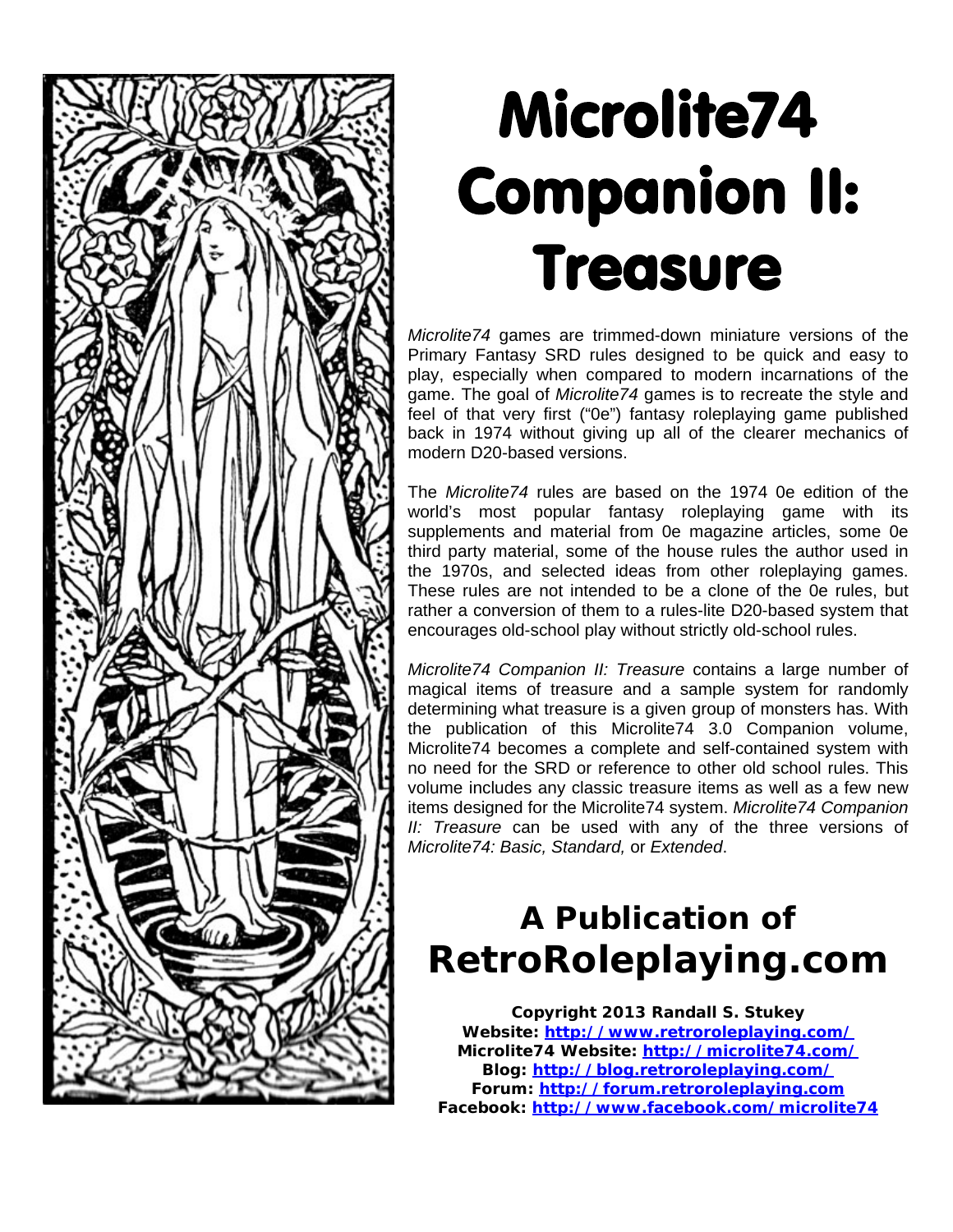# Microlite74 Companion II: Treasure

*Microlite74* games are trimmed-down miniature versions of the Primary Fantasy SRD rules designed to be quick and easy to play, especially when compared to modern incarnations of the game. The goal of *Microlite74* games is to recreate the style and feel of that very first ("0e") fantasy roleplaying game published back in 1974 without giving up all of the clearer mechanics of modern D20-based versions.

The *Microlite74* rules are based on the 1974 0e edition of the world's most popular fantasy roleplaying game with its supplements and material from 0e magazine articles, some 0e third party material, some of the house rules the author used in the 1970s, and selected ideas from other roleplaying games. These rules are not intended to be a clone of the 0e rules, but rather a conversion of them to a rules-lite D20-based system that encourages old-school play without strictly old-school rules.

*Microlite74 Companion II: Treasure* contains a large number of magical items of treasure and a sample system for randomly determining what treasure is a given group of monsters has. With the publication of this Microlite74 3.0 Companion volume, Microlite74 becomes a complete and self-contained system with no need for the SRD or reference to other old school rules. This volume includes any classic treasure items as well as a few new items designed for the Microlite74 system. *Microlite74 Companion II: Treasure* can be used with any of the three versions of *Microlite74: Basic, Standard,* or *Extended*.

## A Publication of RetroRoleplaying.com

**Copyright 2013 Randall S. Stukey**
**Website: http://www.retroroleplaying.com/**
**Microlite74 Website: http://microlite74.com/**
**Blog: http://blog.retroroleplaying.com/**
**Forum: http://forum.retroroleplaying.com**
**Facebook: http://www.facebook.com/microlite74**